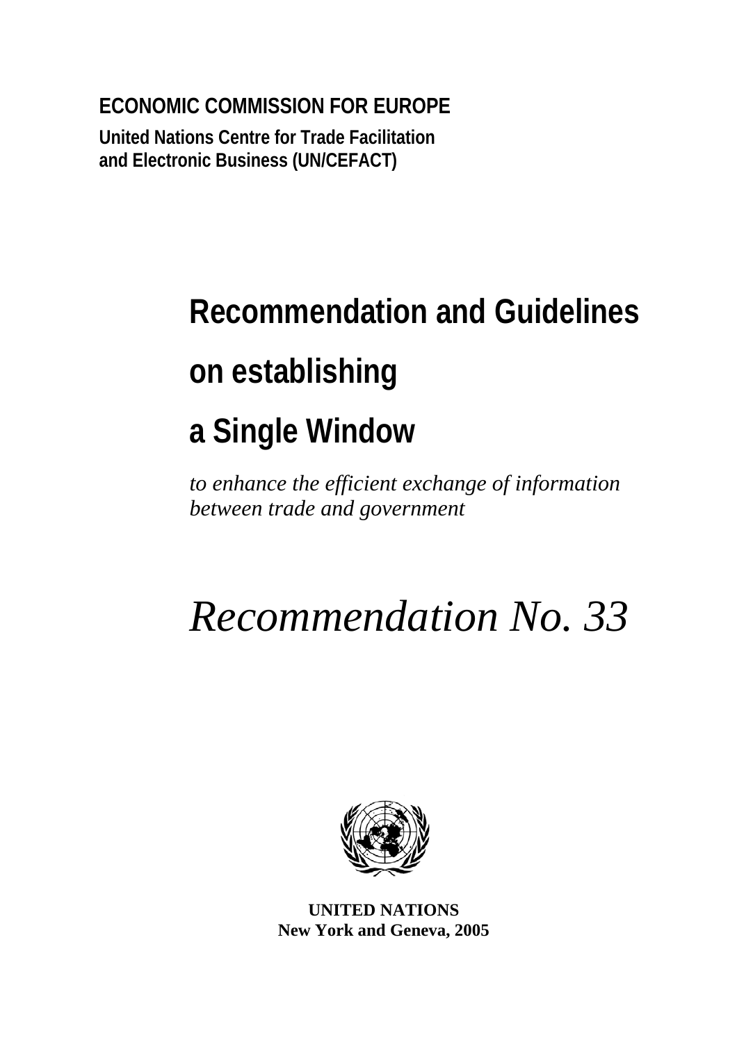**ECONOMIC COMMISSION FOR EUROPE**

**United Nations Centre for Trade Facilitation and Electronic Business (UN/CEFACT)**

# Recommendation and Guidelines on establishing a Single Window

*to enhance the efficient exchange of information between trade and government*

# *Recommendation No. 33*

**UNITED NATIONS**
**New York and Geneva, 2005**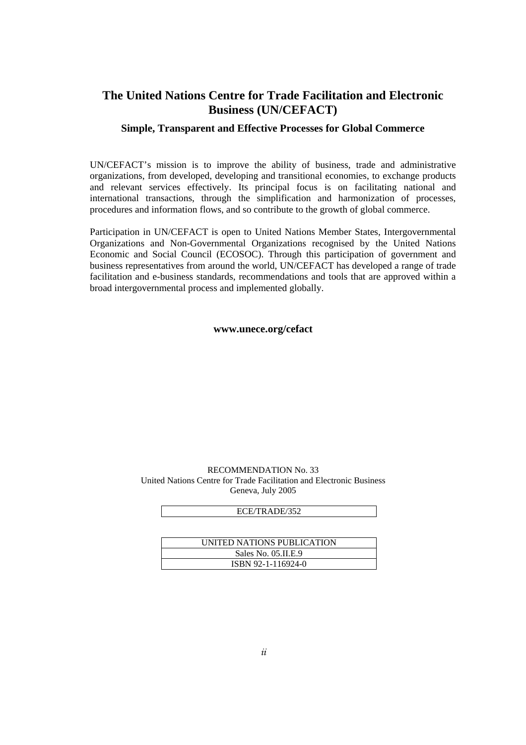# The United Nations Centre for Trade Facilitation and Electronic Business (UN/CEFACT)

### Simple, Transparent and Effective Processes for Global Commerce

UN/CEFACT's mission is to improve the ability of business, trade and administrative organizations, from developed, developing and transitional economies, to exchange products and relevant services effectively. Its principal focus is on facilitating national and international transactions, through the simplification and harmonization of processes, procedures and information flows, and so contribute to the growth of global commerce.

Participation in UN/CEFACT is open to United Nations Member States, Intergovernmental Organizations and Non-Governmental Organizations recognised by the United Nations Economic and Social Council (ECOSOC). Through this participation of government and business representatives from around the world, UN/CEFACT has developed a range of trade facilitation and e-business standards, recommendations and tools that are approved within a broad intergovernmental process and implemented globally.

**www.unece.org/cefact**

RECOMMENDATION No. 33
United Nations Centre for Trade Facilitation and Electronic Business
Geneva, July 2005

| ECE/TRADE/352 |
|---|

| UNITED NATIONS PUBLICATION |
|---|
| Sales No. 05.II.E.9 |
| ISBN 92-1-116924-0 |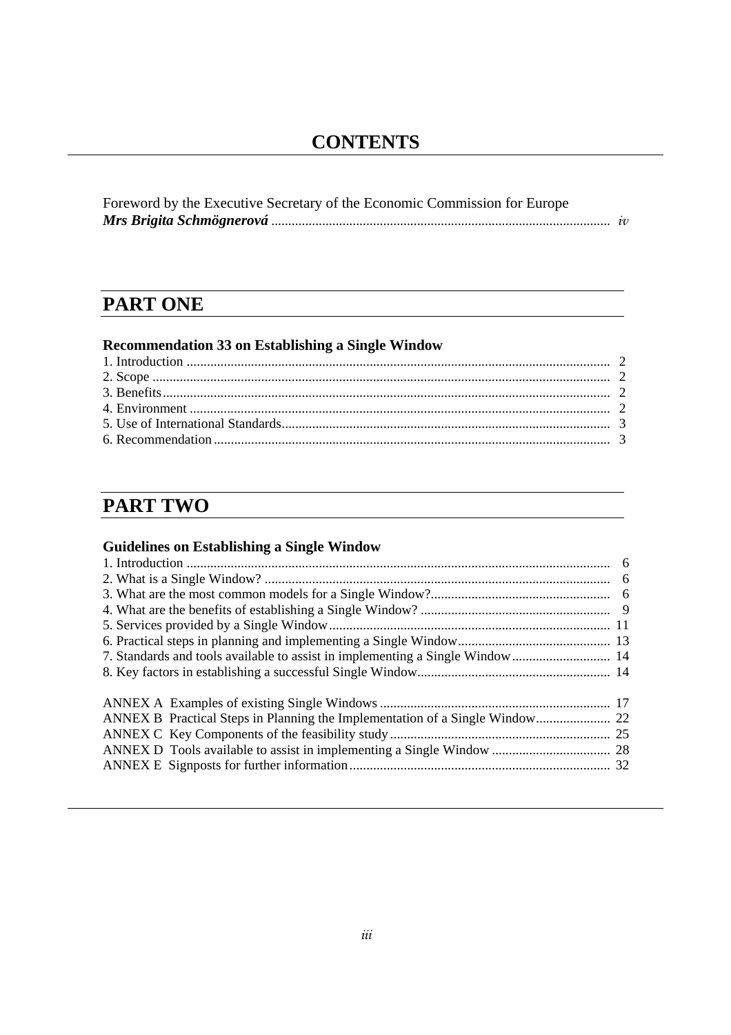# CONTENTS

Foreword by the Executive Secretary of the Economic Commission for Europe
***Mrs Brigita Schmögnerová*** .......... *iv*

## PART ONE

### Recommendation 33 on Establishing a Single Window

1. Introduction .......... 2
2. Scope .......... 2
3. Benefits .......... 2
4. Environment .......... 2
5. Use of International Standards .......... 3
6. Recommendation .......... 3

## PART TWO

### Guidelines on Establishing a Single Window

1. Introduction .......... 6
2. What is a Single Window? .......... 6
3. What are the most common models for a Single Window? .......... 6
4. What are the benefits of establishing a Single Window? .......... 9
5. Services provided by a Single Window .......... 11
6. Practical steps in planning and implementing a Single Window .......... 13
7. Standards and tools available to assist in implementing a Single Window .......... 14
8. Key factors in establishing a successful Single Window .......... 14

ANNEX A Examples of existing Single Windows .......... 17
ANNEX B Practical Steps in Planning the Implementation of a Single Window .......... 22
ANNEX C Key Components of the feasibility study .......... 25
ANNEX D Tools available to assist in implementing a Single Window .......... 28
ANNEX E Signposts for further information .......... 32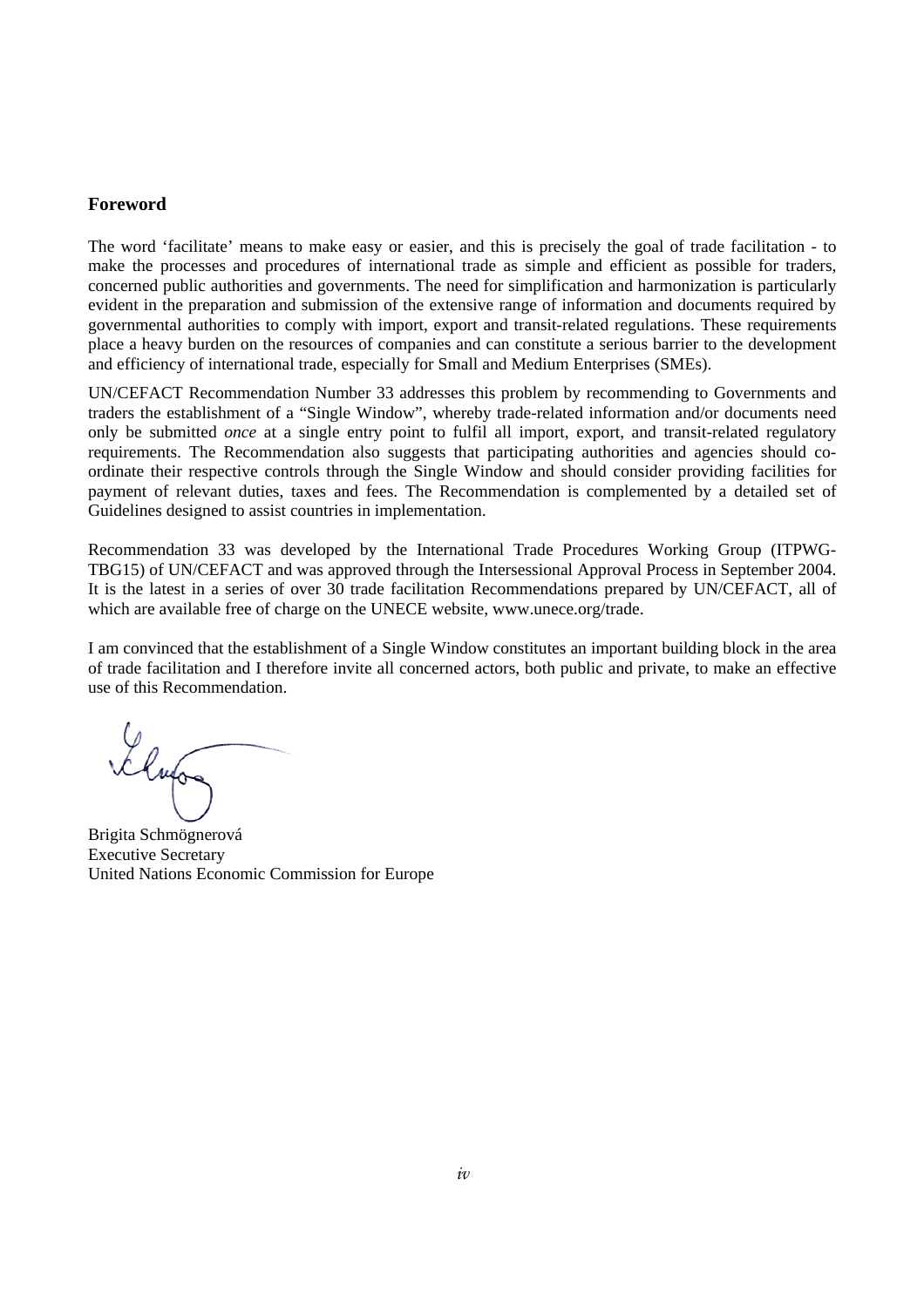## Foreword

The word 'facilitate' means to make easy or easier, and this is precisely the goal of trade facilitation - to make the processes and procedures of international trade as simple and efficient as possible for traders, concerned public authorities and governments. The need for simplification and harmonization is particularly evident in the preparation and submission of the extensive range of information and documents required by governmental authorities to comply with import, export and transit-related regulations. These requirements place a heavy burden on the resources of companies and can constitute a serious barrier to the development and efficiency of international trade, especially for Small and Medium Enterprises (SMEs).

UN/CEFACT Recommendation Number 33 addresses this problem by recommending to Governments and traders the establishment of a "Single Window", whereby trade-related information and/or documents need only be submitted *once* at a single entry point to fulfil all import, export, and transit-related regulatory requirements. The Recommendation also suggests that participating authorities and agencies should co-ordinate their respective controls through the Single Window and should consider providing facilities for payment of relevant duties, taxes and fees. The Recommendation is complemented by a detailed set of Guidelines designed to assist countries in implementation.

Recommendation 33 was developed by the International Trade Procedures Working Group (ITPWG-TBG15) of UN/CEFACT and was approved through the Intersessional Approval Process in September 2004. It is the latest in a series of over 30 trade facilitation Recommendations prepared by UN/CEFACT, all of which are available free of charge on the UNECE website, www.unece.org/trade.

I am convinced that the establishment of a Single Window constitutes an important building block in the area of trade facilitation and I therefore invite all concerned actors, both public and private, to make an effective use of this Recommendation.

Brigita Schmögnerová  
Executive Secretary  
United Nations Economic Commission for Europe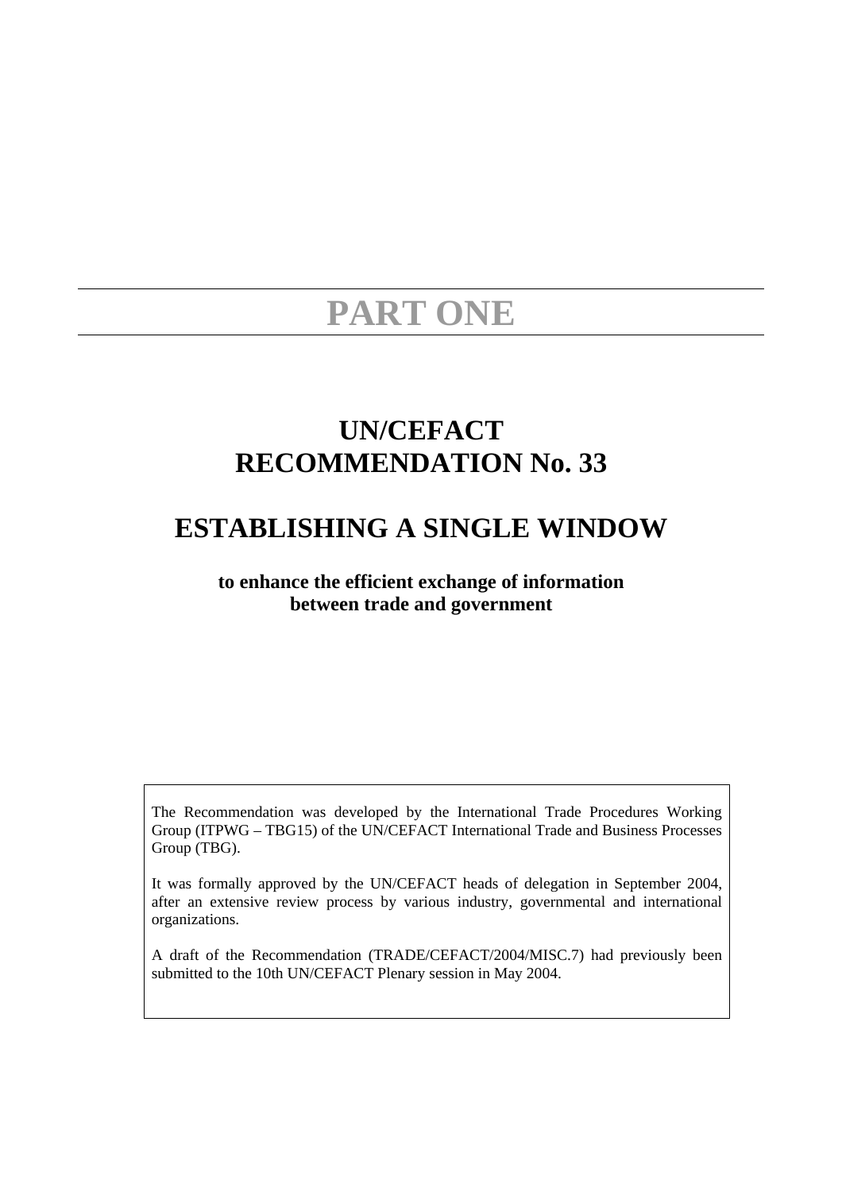# PART ONE

## UN/CEFACT RECOMMENDATION No. 33

## ESTABLISHING A SINGLE WINDOW

**to enhance the efficient exchange of information between trade and government**

The Recommendation was developed by the International Trade Procedures Working Group (ITPWG – TBG15) of the UN/CEFACT International Trade and Business Processes Group (TBG).

It was formally approved by the UN/CEFACT heads of delegation in September 2004, after an extensive review process by various industry, governmental and international organizations.

A draft of the Recommendation (TRADE/CEFACT/2004/MISC.7) had previously been submitted to the 10th UN/CEFACT Plenary session in May 2004.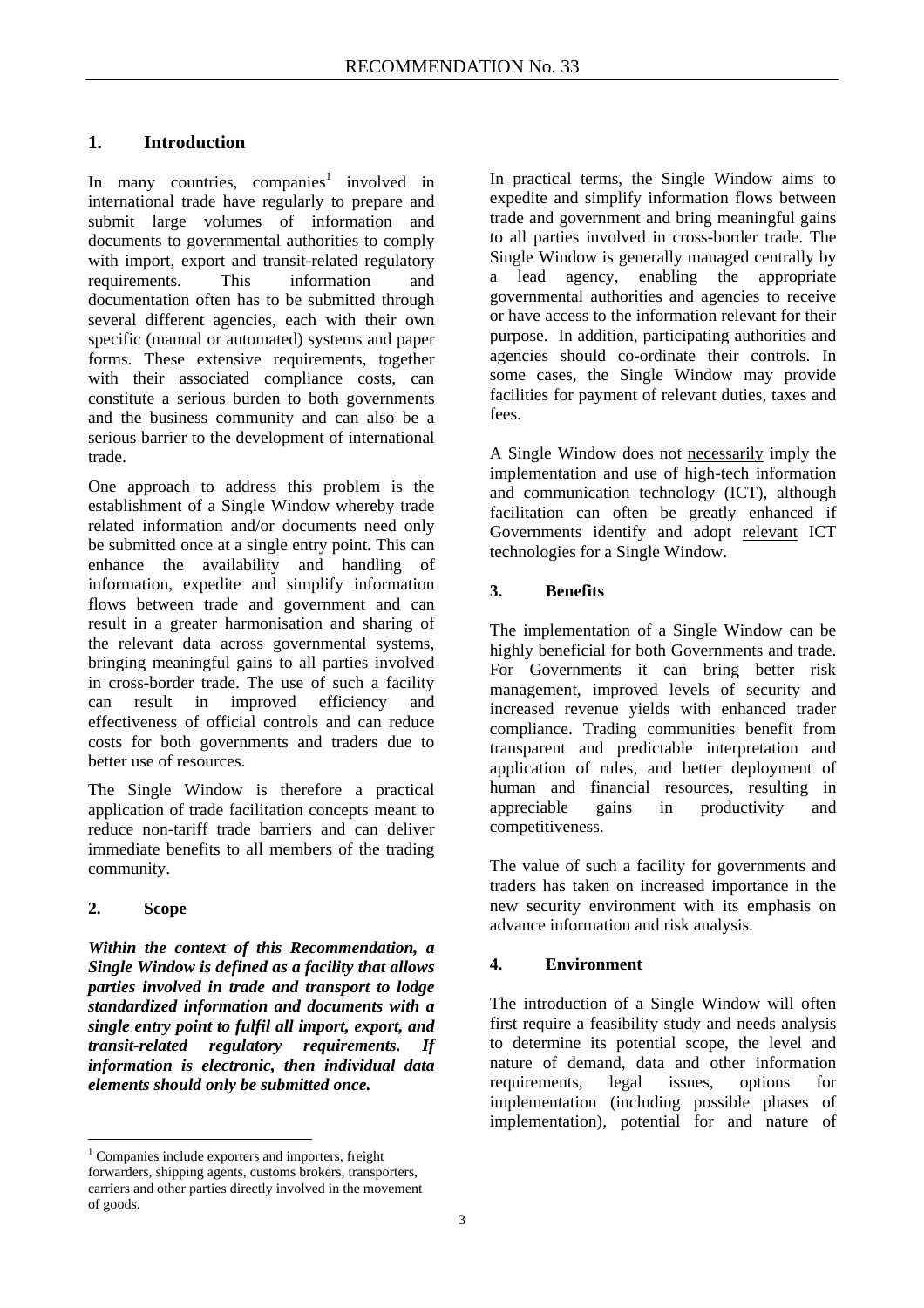## 1. Introduction

In many countries, companies[1] involved in international trade have regularly to prepare and submit large volumes of information and documents to governmental authorities to comply with import, export and transit-related regulatory requirements. This information and documentation often has to be submitted through several different agencies, each with their own specific (manual or automated) systems and paper forms. These extensive requirements, together with their associated compliance costs, can constitute a serious burden to both governments and the business community and can also be a serious barrier to the development of international trade.

One approach to address this problem is the establishment of a Single Window whereby trade related information and/or documents need only be submitted once at a single entry point. This can enhance the availability and handling of information, expedite and simplify information flows between trade and government and can result in a greater harmonisation and sharing of the relevant data across governmental systems, bringing meaningful gains to all parties involved in cross-border trade. The use of such a facility can result in improved efficiency and effectiveness of official controls and can reduce costs for both governments and traders due to better use of resources.

The Single Window is therefore a practical application of trade facilitation concepts meant to reduce non-tariff trade barriers and can deliver immediate benefits to all members of the trading community.

## 2. Scope

***Within the context of this Recommendation, a Single Window is defined as a facility that allows parties involved in trade and transport to lodge standardized information and documents with a single entry point to fulfil all import, export, and transit-related regulatory requirements. If information is electronic, then individual data elements should only be submitted once.***

In practical terms, the Single Window aims to expedite and simplify information flows between trade and government and bring meaningful gains to all parties involved in cross-border trade. The Single Window is generally managed centrally by a lead agency, enabling the appropriate governmental authorities and agencies to receive or have access to the information relevant for their purpose. In addition, participating authorities and agencies should co-ordinate their controls. In some cases, the Single Window may provide facilities for payment of relevant duties, taxes and fees.

A Single Window does not <u>necessarily</u> imply the implementation and use of high-tech information and communication technology (ICT), although facilitation can often be greatly enhanced if Governments identify and adopt <u>relevant</u> ICT technologies for a Single Window.

## 3. Benefits

The implementation of a Single Window can be highly beneficial for both Governments and trade. For Governments it can bring better risk management, improved levels of security and increased revenue yields with enhanced trader compliance. Trading communities benefit from transparent and predictable interpretation and application of rules, and better deployment of human and financial resources, resulting in appreciable gains in productivity and competitiveness.

The value of such a facility for governments and traders has taken on increased importance in the new security environment with its emphasis on advance information and risk analysis.

## 4. Environment

The introduction of a Single Window will often first require a feasibility study and needs analysis to determine its potential scope, the level and nature of demand, data and other information requirements, legal issues, options for implementation (including possible phases of implementation), potential for and nature of

---

[1] Companies include exporters and importers, freight forwarders, shipping agents, customs brokers, transporters, carriers and other parties directly involved in the movement of goods.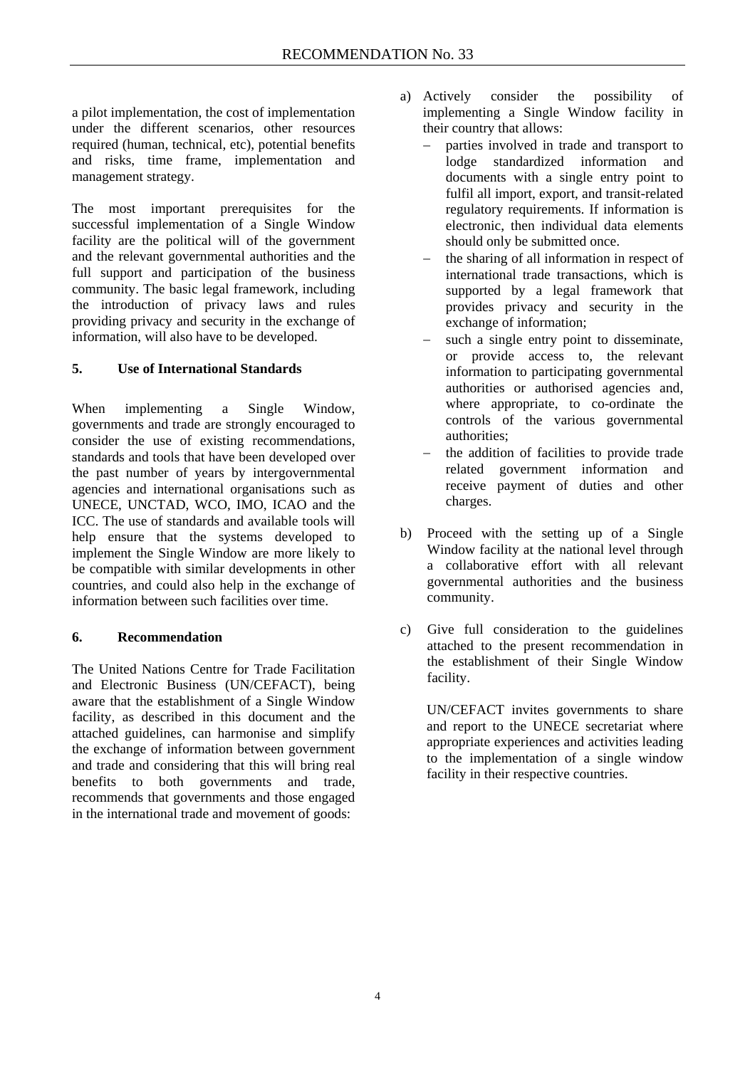a pilot implementation, the cost of implementation under the different scenarios, other resources required (human, technical, etc), potential benefits and risks, time frame, implementation and management strategy.

The most important prerequisites for the successful implementation of a Single Window facility are the political will of the government and the relevant governmental authorities and the full support and participation of the business community. The basic legal framework, including the introduction of privacy laws and rules providing privacy and security in the exchange of information, will also have to be developed.

## 5. Use of International Standards

When implementing a Single Window, governments and trade are strongly encouraged to consider the use of existing recommendations, standards and tools that have been developed over the past number of years by intergovernmental agencies and international organisations such as UNECE, UNCTAD, WCO, IMO, ICAO and the ICC. The use of standards and available tools will help ensure that the systems developed to implement the Single Window are more likely to be compatible with similar developments in other countries, and could also help in the exchange of information between such facilities over time.

## 6. Recommendation

The United Nations Centre for Trade Facilitation and Electronic Business (UN/CEFACT), being aware that the establishment of a Single Window facility, as described in this document and the attached guidelines, can harmonise and simplify the exchange of information between government and trade and considering that this will bring real benefits to both governments and trade, recommends that governments and those engaged in the international trade and movement of goods:

a) Actively consider the possibility of implementing a Single Window facility in their country that allows:
   - parties involved in trade and transport to lodge standardized information and documents with a single entry point to fulfil all import, export, and transit-related regulatory requirements. If information is electronic, then individual data elements should only be submitted once.
   - the sharing of all information in respect of international trade transactions, which is supported by a legal framework that provides privacy and security in the exchange of information;
   - such a single entry point to disseminate, or provide access to, the relevant information to participating governmental authorities or authorised agencies and, where appropriate, to co-ordinate the controls of the various governmental authorities;
   - the addition of facilities to provide trade related government information and receive payment of duties and other charges.

b) Proceed with the setting up of a Single Window facility at the national level through a collaborative effort with all relevant governmental authorities and the business community.

c) Give full consideration to the guidelines attached to the present recommendation in the establishment of their Single Window facility.

UN/CEFACT invites governments to share and report to the UNECE secretariat where appropriate experiences and activities leading to the implementation of a single window facility in their respective countries.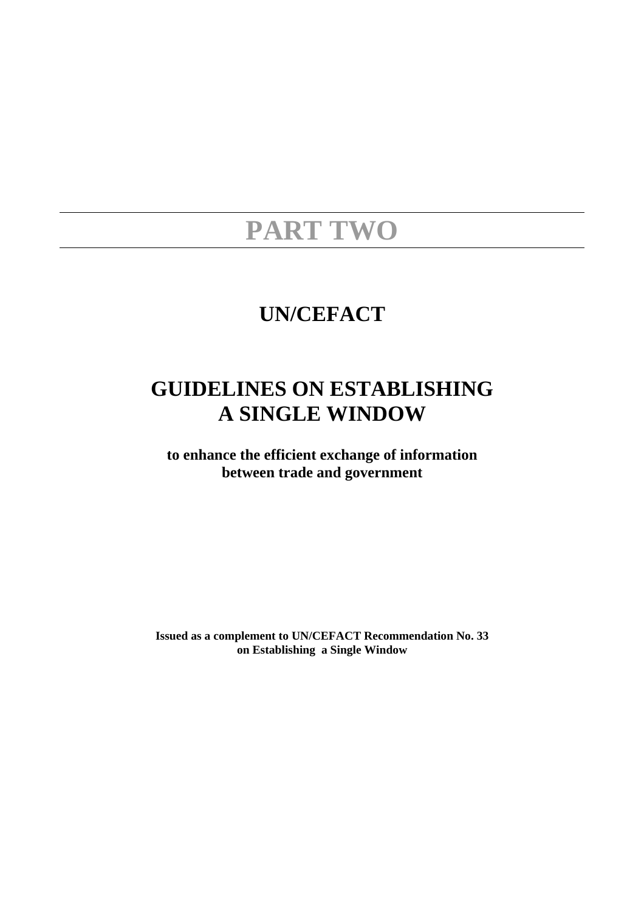# PART TWO

## UN/CEFACT

## GUIDELINES ON ESTABLISHING A SINGLE WINDOW

**to enhance the efficient exchange of information between trade and government**

**Issued as a complement to UN/CEFACT Recommendation No. 33 on Establishing a Single Window**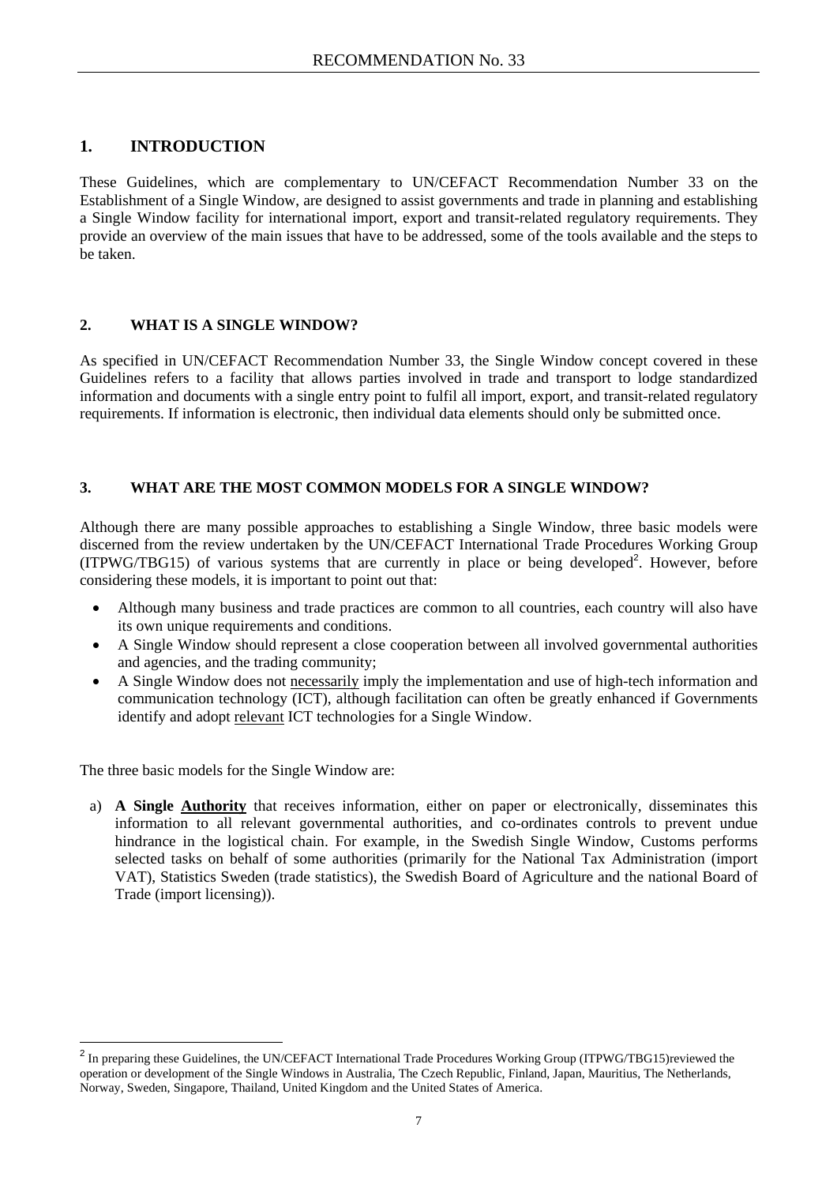## 1. INTRODUCTION

These Guidelines, which are complementary to UN/CEFACT Recommendation Number 33 on the Establishment of a Single Window, are designed to assist governments and trade in planning and establishing a Single Window facility for international import, export and transit-related regulatory requirements. They provide an overview of the main issues that have to be addressed, some of the tools available and the steps to be taken.

## 2. WHAT IS A SINGLE WINDOW?

As specified in UN/CEFACT Recommendation Number 33, the Single Window concept covered in these Guidelines refers to a facility that allows parties involved in trade and transport to lodge standardized information and documents with a single entry point to fulfil all import, export, and transit-related regulatory requirements. If information is electronic, then individual data elements should only be submitted once.

## 3. WHAT ARE THE MOST COMMON MODELS FOR A SINGLE WINDOW?

Although there are many possible approaches to establishing a Single Window, three basic models were discerned from the review undertaken by the UN/CEFACT International Trade Procedures Working Group (ITPWG/TBG15) of various systems that are currently in place or being developed[2]. However, before considering these models, it is important to point out that:

- Although many business and trade practices are common to all countries, each country will also have its own unique requirements and conditions.
- A Single Window should represent a close cooperation between all involved governmental authorities and agencies, and the trading community;
- A Single Window does not necessarily imply the implementation and use of high-tech information and communication technology (ICT), although facilitation can often be greatly enhanced if Governments identify and adopt relevant ICT technologies for a Single Window.

The three basic models for the Single Window are:

a) **A Single Authority** that receives information, either on paper or electronically, disseminates this information to all relevant governmental authorities, and co-ordinates controls to prevent undue hindrance in the logistical chain. For example, in the Swedish Single Window, Customs performs selected tasks on behalf of some authorities (primarily for the National Tax Administration (import VAT), Statistics Sweden (trade statistics), the Swedish Board of Agriculture and the national Board of Trade (import licensing)).

---

[2] In preparing these Guidelines, the UN/CEFACT International Trade Procedures Working Group (ITPWG/TBG15)reviewed the operation or development of the Single Windows in Australia, The Czech Republic, Finland, Japan, Mauritius, The Netherlands, Norway, Sweden, Singapore, Thailand, United Kingdom and the United States of America.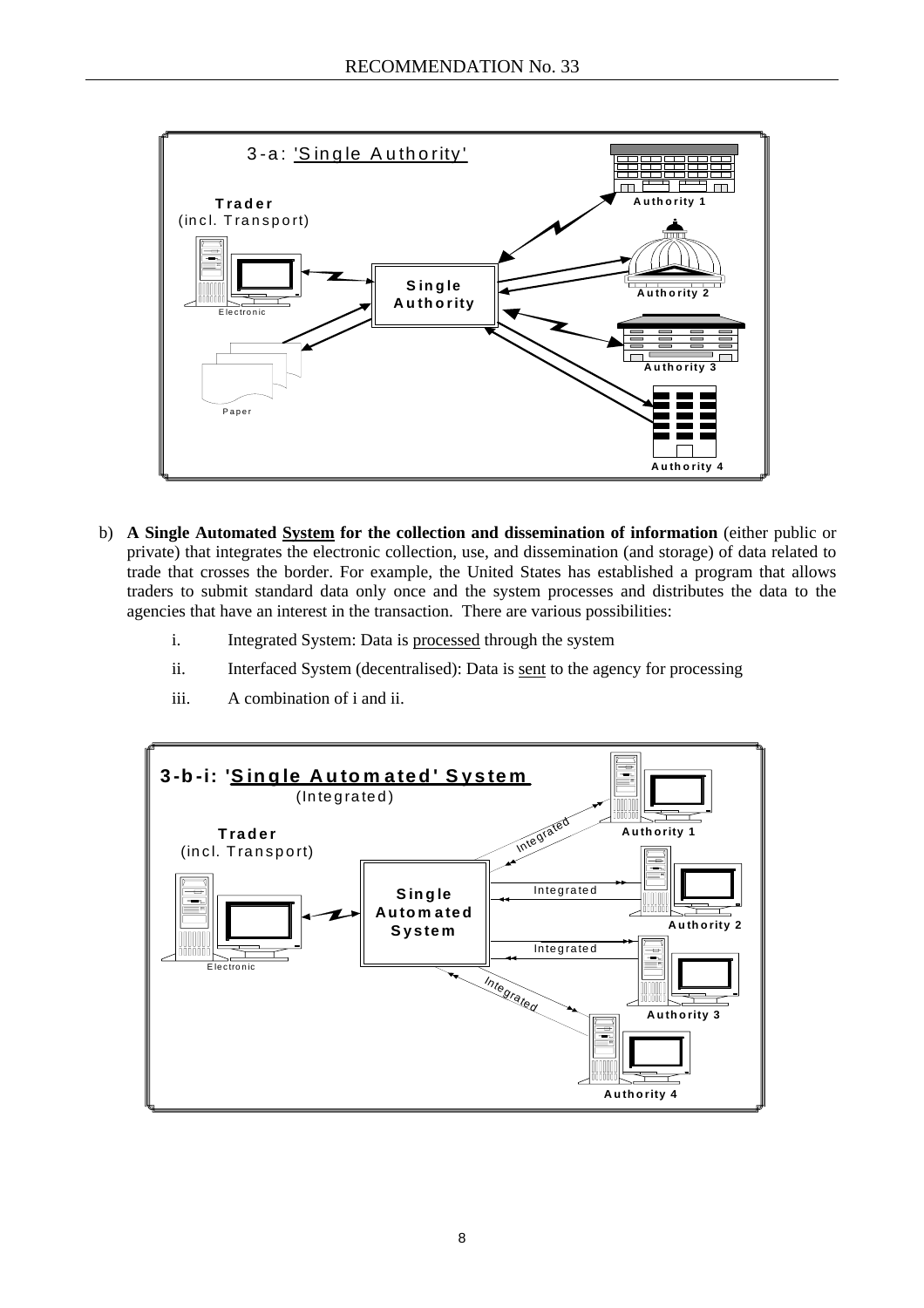b) **A Single Automated System for the collection and dissemination of information** (either public or private) that integrates the electronic collection, use, and dissemination (and storage) of data related to trade that crosses the border. For example, the United States has established a program that allows traders to submit standard data only once and the system processes and distributes the data to the agencies that have an interest in the transaction. There are various possibilities:

   i. Integrated System: Data is processed through the system

   ii. Interfaced System (decentralised): Data is sent to the agency for processing

   iii. A combination of i and ii.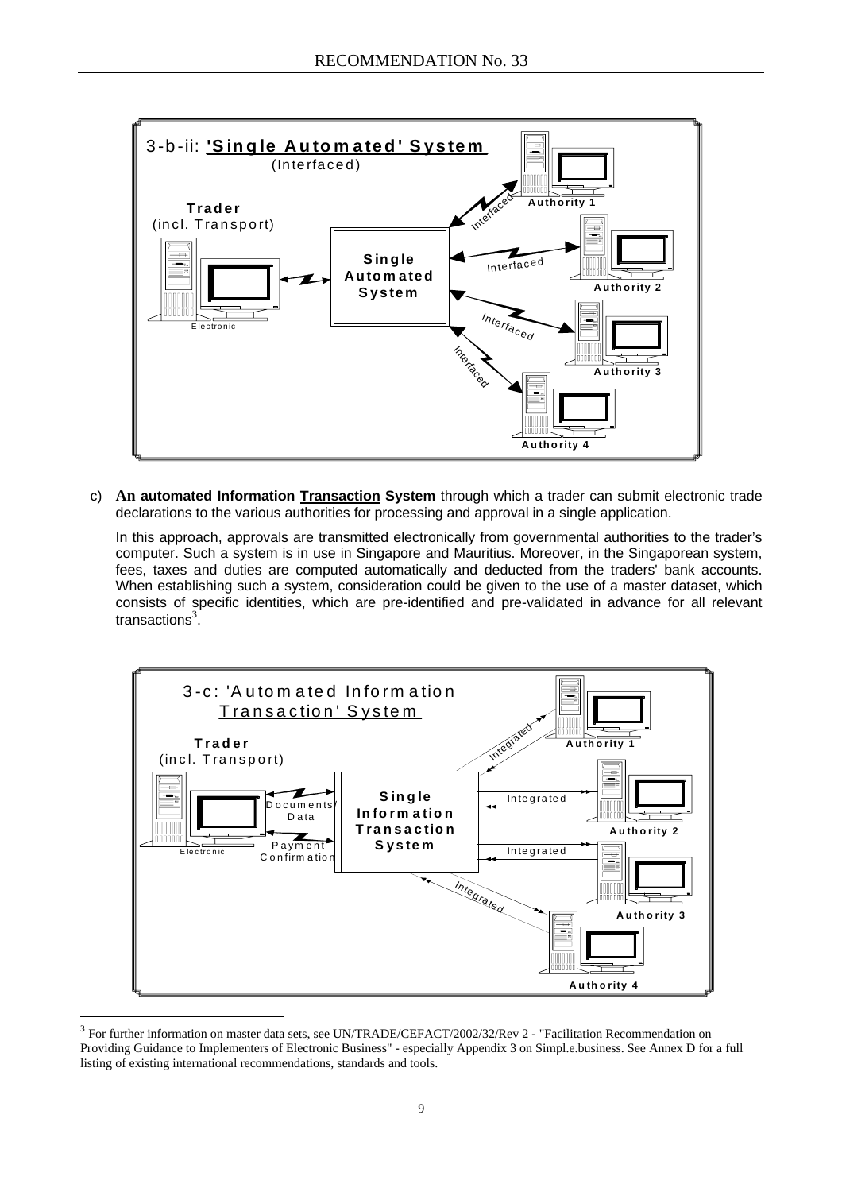3-b-ii: **'Single Automated' System** (Interfaced)

Trader (incl. Transport) — Electronic ↔ Single Automated System ↔ Interfaced ↔ Authority 1, Authority 2, Authority 3, Authority 4

c) **An automated Information Transaction System** through which a trader can submit electronic trade declarations to the various authorities for processing and approval in a single application.

In this approach, approvals are transmitted electronically from governmental authorities to the trader's computer. Such a system is in use in Singapore and Mauritius. Moreover, in the Singaporean system, fees, taxes and duties are computed automatically and deducted from the traders' bank accounts. When establishing such a system, consideration could be given to the use of a master dataset, which consists of specific identities, which are pre-identified and pre-validated in advance for all relevant transactions[3].

3-c: 'Automated Information Transaction' System

Trader (incl. Transport) — Electronic ↔ Documents/Data, Payment Confirmation ↔ Single Information Transaction System ↔ Integrated ↔ Authority 1, Authority 2, Authority 3, Authority 4

---

[3] For further information on master data sets, see UN/TRADE/CEFACT/2002/32/Rev 2 - "Facilitation Recommendation on Providing Guidance to Implementers of Electronic Business" - especially Appendix 3 on Simpl.e.business. See Annex D for a full listing of existing international recommendations, standards and tools.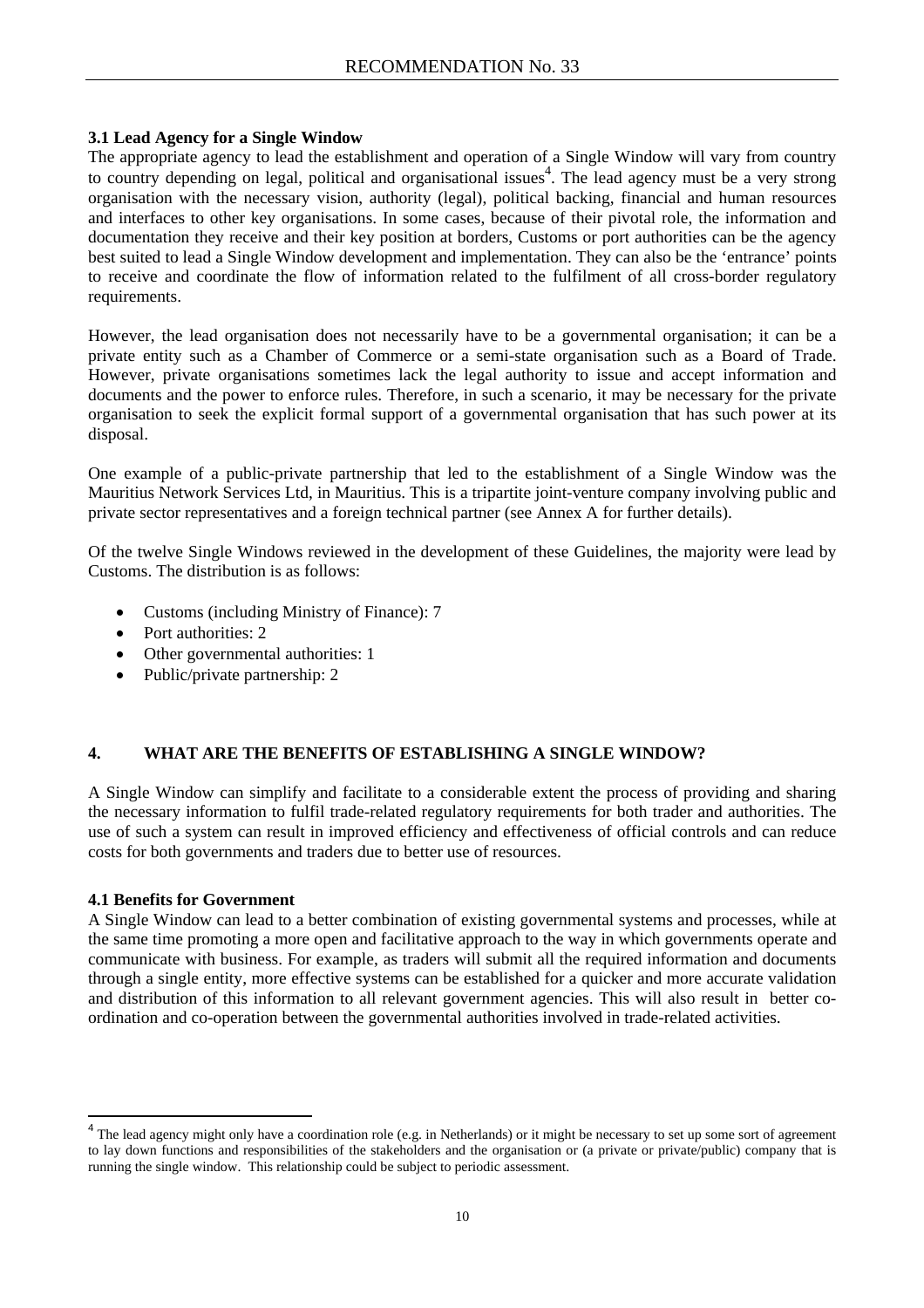### 3.1 Lead Agency for a Single Window

The appropriate agency to lead the establishment and operation of a Single Window will vary from country to country depending on legal, political and organisational issues[4]. The lead agency must be a very strong organisation with the necessary vision, authority (legal), political backing, financial and human resources and interfaces to other key organisations. In some cases, because of their pivotal role, the information and documentation they receive and their key position at borders, Customs or port authorities can be the agency best suited to lead a Single Window development and implementation. They can also be the 'entrance' points to receive and coordinate the flow of information related to the fulfilment of all cross-border regulatory requirements.

However, the lead organisation does not necessarily have to be a governmental organisation; it can be a private entity such as a Chamber of Commerce or a semi-state organisation such as a Board of Trade. However, private organisations sometimes lack the legal authority to issue and accept information and documents and the power to enforce rules. Therefore, in such a scenario, it may be necessary for the private organisation to seek the explicit formal support of a governmental organisation that has such power at its disposal.

One example of a public-private partnership that led to the establishment of a Single Window was the Mauritius Network Services Ltd, in Mauritius. This is a tripartite joint-venture company involving public and private sector representatives and a foreign technical partner (see Annex A for further details).

Of the twelve Single Windows reviewed in the development of these Guidelines, the majority were lead by Customs. The distribution is as follows:

- Customs (including Ministry of Finance): 7
- Port authorities: 2
- Other governmental authorities: 1
- Public/private partnership: 2

## 4. WHAT ARE THE BENEFITS OF ESTABLISHING A SINGLE WINDOW?

A Single Window can simplify and facilitate to a considerable extent the process of providing and sharing the necessary information to fulfil trade-related regulatory requirements for both trader and authorities. The use of such a system can result in improved efficiency and effectiveness of official controls and can reduce costs for both governments and traders due to better use of resources.

### 4.1 Benefits for Government

A Single Window can lead to a better combination of existing governmental systems and processes, while at the same time promoting a more open and facilitative approach to the way in which governments operate and communicate with business. For example, as traders will submit all the required information and documents through a single entity, more effective systems can be established for a quicker and more accurate validation and distribution of this information to all relevant government agencies. This will also result in better co-ordination and co-operation between the governmental authorities involved in trade-related activities.

---

[4] The lead agency might only have a coordination role (e.g. in Netherlands) or it might be necessary to set up some sort of agreement to lay down functions and responsibilities of the stakeholders and the organisation or (a private or private/public) company that is running the single window. This relationship could be subject to periodic assessment.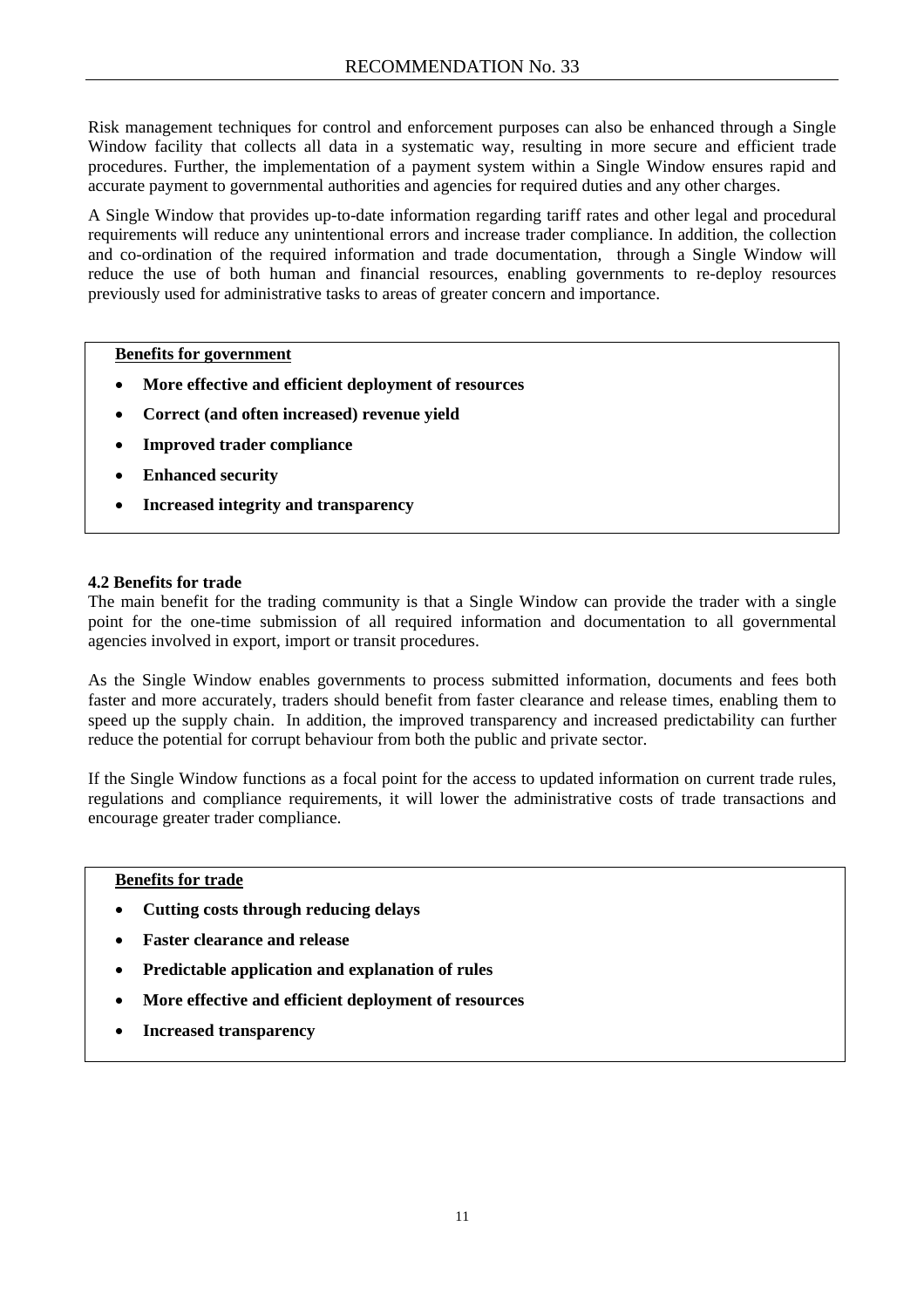Risk management techniques for control and enforcement purposes can also be enhanced through a Single Window facility that collects all data in a systematic way, resulting in more secure and efficient trade procedures. Further, the implementation of a payment system within a Single Window ensures rapid and accurate payment to governmental authorities and agencies for required duties and any other charges.

A Single Window that provides up-to-date information regarding tariff rates and other legal and procedural requirements will reduce any unintentional errors and increase trader compliance. In addition, the collection and co-ordination of the required information and trade documentation, through a Single Window will reduce the use of both human and financial resources, enabling governments to re-deploy resources previously used for administrative tasks to areas of greater concern and importance.

**Benefits for government**

- **More effective and efficient deployment of resources**
- **Correct (and often increased) revenue yield**
- **Improved trader compliance**
- **Enhanced security**
- **Increased integrity and transparency**

**4.2 Benefits for trade**

The main benefit for the trading community is that a Single Window can provide the trader with a single point for the one-time submission of all required information and documentation to all governmental agencies involved in export, import or transit procedures.

As the Single Window enables governments to process submitted information, documents and fees both faster and more accurately, traders should benefit from faster clearance and release times, enabling them to speed up the supply chain. In addition, the improved transparency and increased predictability can further reduce the potential for corrupt behaviour from both the public and private sector.

If the Single Window functions as a focal point for the access to updated information on current trade rules, regulations and compliance requirements, it will lower the administrative costs of trade transactions and encourage greater trader compliance.

**Benefits for trade**

- **Cutting costs through reducing delays**
- **Faster clearance and release**
- **Predictable application and explanation of rules**
- **More effective and efficient deployment of resources**
- **Increased transparency**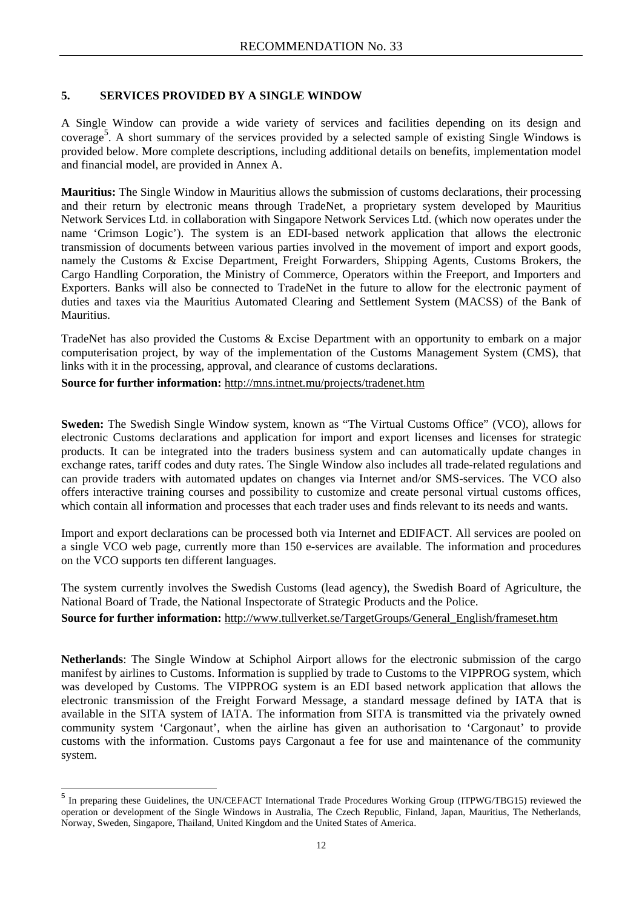## 5. SERVICES PROVIDED BY A SINGLE WINDOW

A Single Window can provide a wide variety of services and facilities depending on its design and coverage[5]. A short summary of the services provided by a selected sample of existing Single Windows is provided below. More complete descriptions, including additional details on benefits, implementation model and financial model, are provided in Annex A.

**Mauritius:** The Single Window in Mauritius allows the submission of customs declarations, their processing and their return by electronic means through TradeNet, a proprietary system developed by Mauritius Network Services Ltd. in collaboration with Singapore Network Services Ltd. (which now operates under the name 'Crimson Logic'). The system is an EDI-based network application that allows the electronic transmission of documents between various parties involved in the movement of import and export goods, namely the Customs & Excise Department, Freight Forwarders, Shipping Agents, Customs Brokers, the Cargo Handling Corporation, the Ministry of Commerce, Operators within the Freeport, and Importers and Exporters. Banks will also be connected to TradeNet in the future to allow for the electronic payment of duties and taxes via the Mauritius Automated Clearing and Settlement System (MACSS) of the Bank of Mauritius.

TradeNet has also provided the Customs & Excise Department with an opportunity to embark on a major computerisation project, by way of the implementation of the Customs Management System (CMS), that links with it in the processing, approval, and clearance of customs declarations.

**Source for further information:** http://mns.intnet.mu/projects/tradenet.htm

**Sweden:** The Swedish Single Window system, known as "The Virtual Customs Office" (VCO), allows for electronic Customs declarations and application for import and export licenses and licenses for strategic products. It can be integrated into the traders business system and can automatically update changes in exchange rates, tariff codes and duty rates. The Single Window also includes all trade-related regulations and can provide traders with automated updates on changes via Internet and/or SMS-services. The VCO also offers interactive training courses and possibility to customize and create personal virtual customs offices, which contain all information and processes that each trader uses and finds relevant to its needs and wants.

Import and export declarations can be processed both via Internet and EDIFACT. All services are pooled on a single VCO web page, currently more than 150 e-services are available. The information and procedures on the VCO supports ten different languages.

The system currently involves the Swedish Customs (lead agency), the Swedish Board of Agriculture, the National Board of Trade, the National Inspectorate of Strategic Products and the Police.

**Source for further information:** http://www.tullverket.se/TargetGroups/General_English/frameset.htm

**Netherlands**: The Single Window at Schiphol Airport allows for the electronic submission of the cargo manifest by airlines to Customs. Information is supplied by trade to Customs to the VIPPROG system, which was developed by Customs. The VIPPROG system is an EDI based network application that allows the electronic transmission of the Freight Forward Message, a standard message defined by IATA that is available in the SITA system of IATA. The information from SITA is transmitted via the privately owned community system 'Cargonaut', when the airline has given an authorisation to 'Cargonaut' to provide customs with the information. Customs pays Cargonaut a fee for use and maintenance of the community system.

---

[5] In preparing these Guidelines, the UN/CEFACT International Trade Procedures Working Group (ITPWG/TBG15) reviewed the operation or development of the Single Windows in Australia, The Czech Republic, Finland, Japan, Mauritius, The Netherlands, Norway, Sweden, Singapore, Thailand, United Kingdom and the United States of America.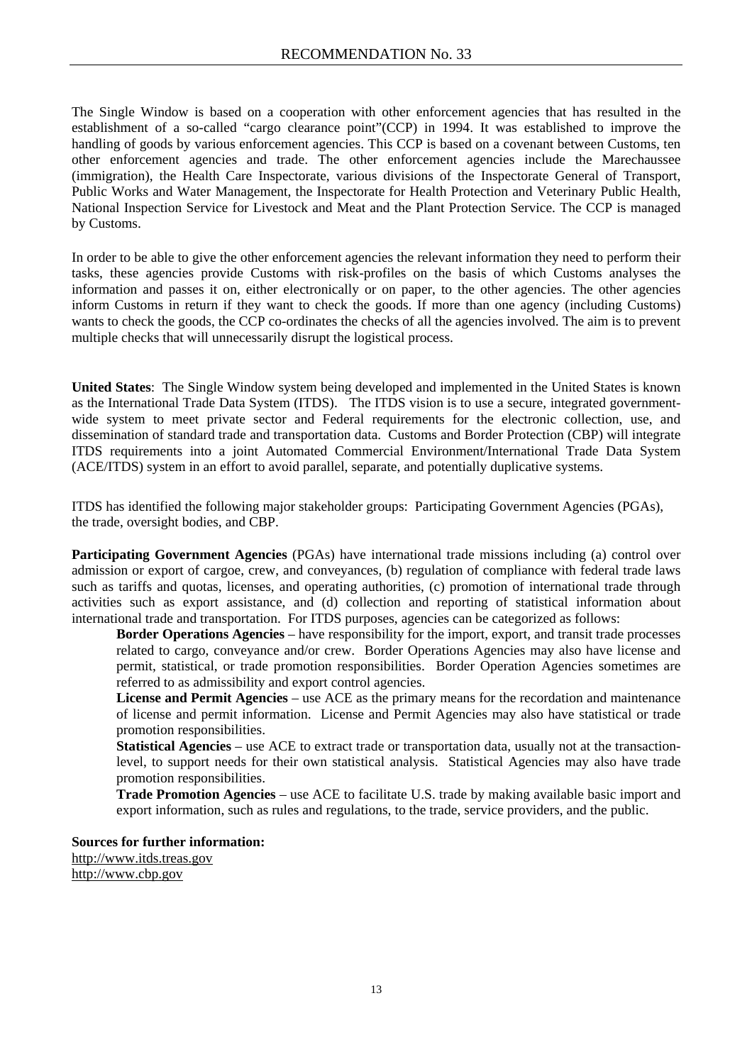The Single Window is based on a cooperation with other enforcement agencies that has resulted in the establishment of a so-called "cargo clearance point"(CCP) in 1994. It was established to improve the handling of goods by various enforcement agencies. This CCP is based on a covenant between Customs, ten other enforcement agencies and trade. The other enforcement agencies include the Marechaussee (immigration), the Health Care Inspectorate, various divisions of the Inspectorate General of Transport, Public Works and Water Management, the Inspectorate for Health Protection and Veterinary Public Health, National Inspection Service for Livestock and Meat and the Plant Protection Service. The CCP is managed by Customs.

In order to be able to give the other enforcement agencies the relevant information they need to perform their tasks, these agencies provide Customs with risk-profiles on the basis of which Customs analyses the information and passes it on, either electronically or on paper, to the other agencies. The other agencies inform Customs in return if they want to check the goods. If more than one agency (including Customs) wants to check the goods, the CCP co-ordinates the checks of all the agencies involved. The aim is to prevent multiple checks that will unnecessarily disrupt the logistical process.

**United States**: The Single Window system being developed and implemented in the United States is known as the International Trade Data System (ITDS). The ITDS vision is to use a secure, integrated government-wide system to meet private sector and Federal requirements for the electronic collection, use, and dissemination of standard trade and transportation data. Customs and Border Protection (CBP) will integrate ITDS requirements into a joint Automated Commercial Environment/International Trade Data System (ACE/ITDS) system in an effort to avoid parallel, separate, and potentially duplicative systems.

ITDS has identified the following major stakeholder groups: Participating Government Agencies (PGAs), the trade, oversight bodies, and CBP.

**Participating Government Agencies** (PGAs) have international trade missions including (a) control over admission or export of cargoe, crew, and conveyances, (b) regulation of compliance with federal trade laws such as tariffs and quotas, licenses, and operating authorities, (c) promotion of international trade through activities such as export assistance, and (d) collection and reporting of statistical information about international trade and transportation. For ITDS purposes, agencies can be categorized as follows:

> **Border Operations Agencies** – have responsibility for the import, export, and transit trade processes related to cargo, conveyance and/or crew. Border Operations Agencies may also have license and permit, statistical, or trade promotion responsibilities. Border Operation Agencies sometimes are referred to as admissibility and export control agencies.
>
> **License and Permit Agencies** – use ACE as the primary means for the recordation and maintenance of license and permit information. License and Permit Agencies may also have statistical or trade promotion responsibilities.
>
> **Statistical Agencies** – use ACE to extract trade or transportation data, usually not at the transaction-level, to support needs for their own statistical analysis. Statistical Agencies may also have trade promotion responsibilities.
>
> **Trade Promotion Agencies** – use ACE to facilitate U.S. trade by making available basic import and export information, such as rules and regulations, to the trade, service providers, and the public.

**Sources for further information:**

http://www.itds.treas.gov
http://www.cbp.gov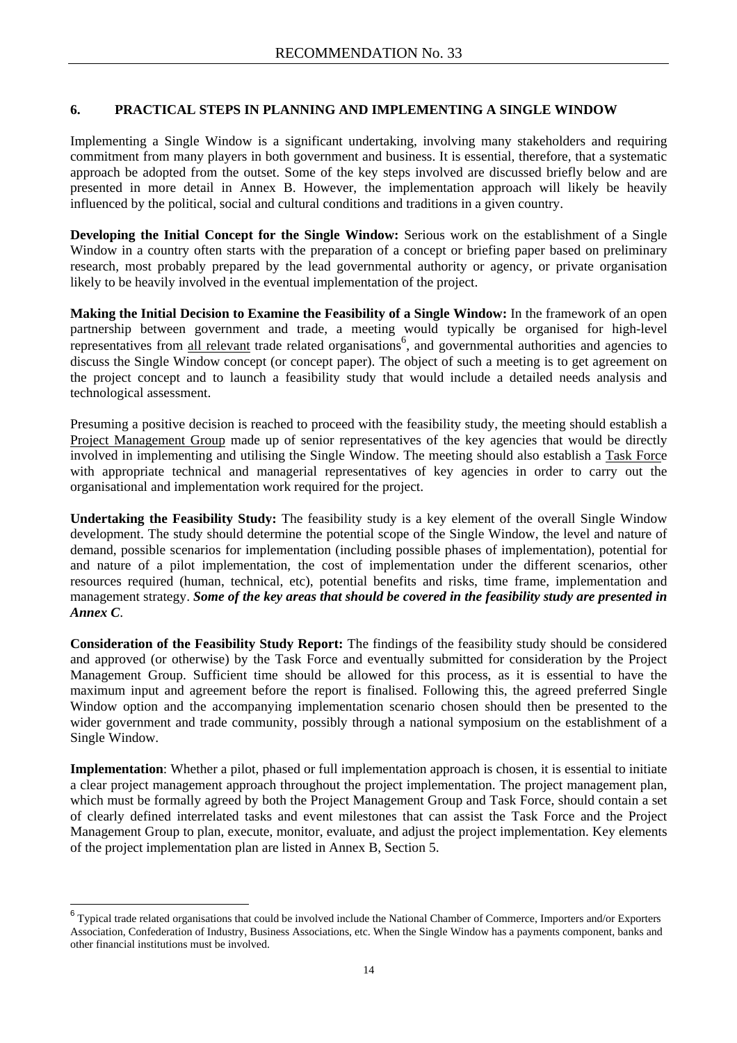## 6. PRACTICAL STEPS IN PLANNING AND IMPLEMENTING A SINGLE WINDOW

Implementing a Single Window is a significant undertaking, involving many stakeholders and requiring commitment from many players in both government and business. It is essential, therefore, that a systematic approach be adopted from the outset. Some of the key steps involved are discussed briefly below and are presented in more detail in Annex B. However, the implementation approach will likely be heavily influenced by the political, social and cultural conditions and traditions in a given country.

**Developing the Initial Concept for the Single Window:** Serious work on the establishment of a Single Window in a country often starts with the preparation of a concept or briefing paper based on preliminary research, most probably prepared by the lead governmental authority or agency, or private organisation likely to be heavily involved in the eventual implementation of the project.

**Making the Initial Decision to Examine the Feasibility of a Single Window:** In the framework of an open partnership between government and trade, a meeting would typically be organised for high-level representatives from all relevant trade related organisations[6], and governmental authorities and agencies to discuss the Single Window concept (or concept paper). The object of such a meeting is to get agreement on the project concept and to launch a feasibility study that would include a detailed needs analysis and technological assessment.

Presuming a positive decision is reached to proceed with the feasibility study, the meeting should establish a Project Management Group made up of senior representatives of the key agencies that would be directly involved in implementing and utilising the Single Window. The meeting should also establish a Task Force with appropriate technical and managerial representatives of key agencies in order to carry out the organisational and implementation work required for the project.

**Undertaking the Feasibility Study:** The feasibility study is a key element of the overall Single Window development. The study should determine the potential scope of the Single Window, the level and nature of demand, possible scenarios for implementation (including possible phases of implementation), potential for and nature of a pilot implementation, the cost of implementation under the different scenarios, other resources required (human, technical, etc), potential benefits and risks, time frame, implementation and management strategy. ***Some of the key areas that should be covered in the feasibility study are presented in Annex C*.**

**Consideration of the Feasibility Study Report:** The findings of the feasibility study should be considered and approved (or otherwise) by the Task Force and eventually submitted for consideration by the Project Management Group. Sufficient time should be allowed for this process, as it is essential to have the maximum input and agreement before the report is finalised. Following this, the agreed preferred Single Window option and the accompanying implementation scenario chosen should then be presented to the wider government and trade community, possibly through a national symposium on the establishment of a Single Window.

**Implementation**: Whether a pilot, phased or full implementation approach is chosen, it is essential to initiate a clear project management approach throughout the project implementation. The project management plan, which must be formally agreed by both the Project Management Group and Task Force, should contain a set of clearly defined interrelated tasks and event milestones that can assist the Task Force and the Project Management Group to plan, execute, monitor, evaluate, and adjust the project implementation. Key elements of the project implementation plan are listed in Annex B, Section 5.

---

[6] Typical trade related organisations that could be involved include the National Chamber of Commerce, Importers and/or Exporters Association, Confederation of Industry, Business Associations, etc. When the Single Window has a payments component, banks and other financial institutions must be involved.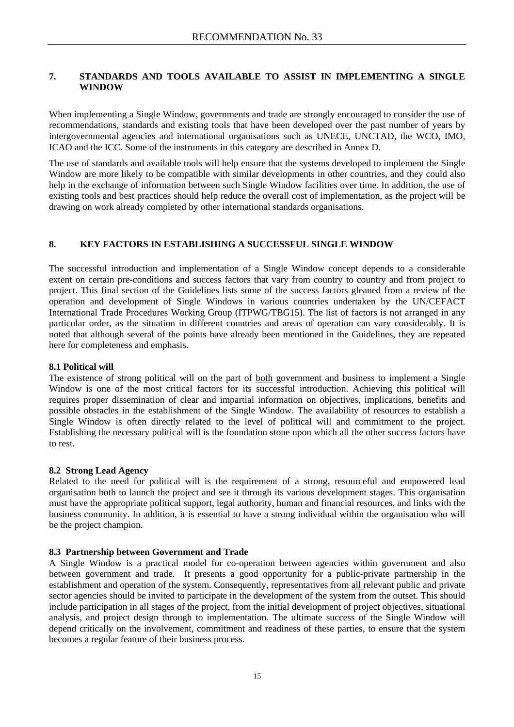## 7. STANDARDS AND TOOLS AVAILABLE TO ASSIST IN IMPLEMENTING A SINGLE WINDOW

When implementing a Single Window, governments and trade are strongly encouraged to consider the use of recommendations, standards and existing tools that have been developed over the past number of years by intergovernmental agencies and international organisations such as UNECE, UNCTAD, the WCO, IMO, ICAO and the ICC. Some of the instruments in this category are described in Annex D.

The use of standards and available tools will help ensure that the systems developed to implement the Single Window are more likely to be compatible with similar developments in other countries, and they could also help in the exchange of information between such Single Window facilities over time. In addition, the use of existing tools and best practices should help reduce the overall cost of implementation, as the project will be drawing on work already completed by other international standards organisations.

## 8. KEY FACTORS IN ESTABLISHING A SUCCESSFUL SINGLE WINDOW

The successful introduction and implementation of a Single Window concept depends to a considerable extent on certain pre-conditions and success factors that vary from country to country and from project to project. This final section of the Guidelines lists some of the success factors gleaned from a review of the operation and development of Single Windows in various countries undertaken by the UN/CEFACT International Trade Procedures Working Group (ITPWG/TBG15). The list of factors is not arranged in any particular order, as the situation in different countries and areas of operation can vary considerably. It is noted that although several of the points have already been mentioned in the Guidelines, they are repeated here for completeness and emphasis.

### 8.1 Political will

The existence of strong political will on the part of both government and business to implement a Single Window is one of the most critical factors for its successful introduction. Achieving this political will requires proper dissemination of clear and impartial information on objectives, implications, benefits and possible obstacles in the establishment of the Single Window. The availability of resources to establish a Single Window is often directly related to the level of political will and commitment to the project. Establishing the necessary political will is the foundation stone upon which all the other success factors have to rest.

### 8.2 Strong Lead Agency

Related to the need for political will is the requirement of a strong, resourceful and empowered lead organisation both to launch the project and see it through its various development stages. This organisation must have the appropriate political support, legal authority, human and financial resources, and links with the business community. In addition, it is essential to have a strong individual within the organisation who will be the project champion.

### 8.3 Partnership between Government and Trade

A Single Window is a practical model for co-operation between agencies within government and also between government and trade. It presents a good opportunity for a public-private partnership in the establishment and operation of the system. Consequently, representatives from all relevant public and private sector agencies should be invited to participate in the development of the system from the outset. This should include participation in all stages of the project, from the initial development of project objectives, situational analysis, and project design through to implementation. The ultimate success of the Single Window will depend critically on the involvement, commitment and readiness of these parties, to ensure that the system becomes a regular feature of their business process.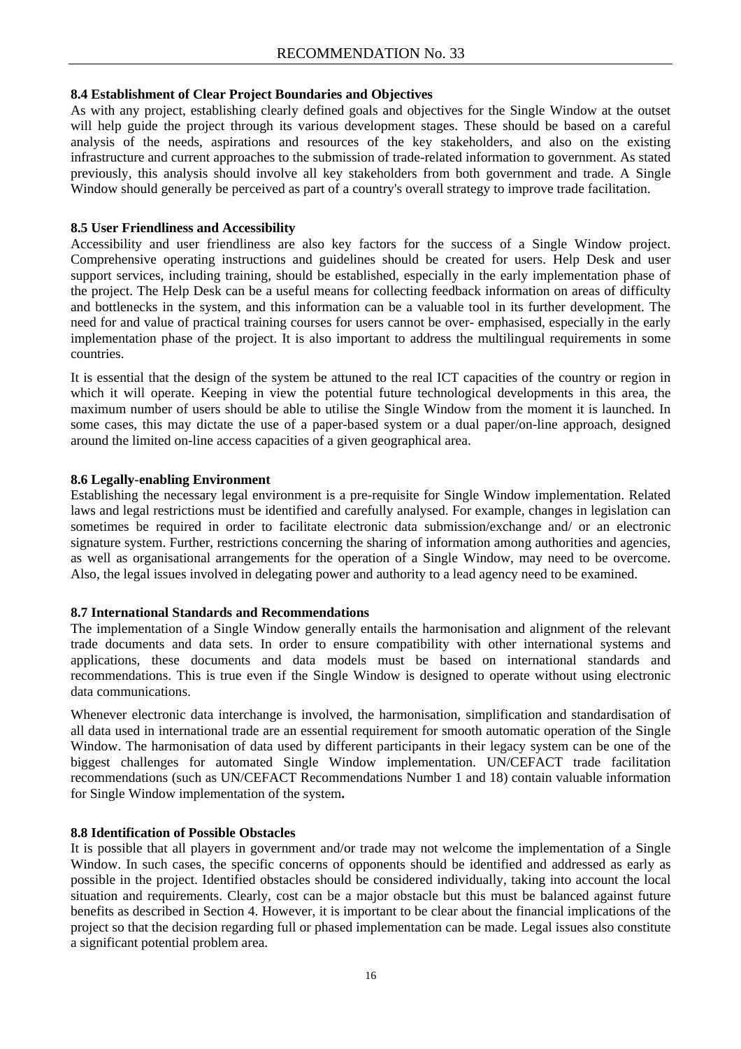### 8.4 Establishment of Clear Project Boundaries and Objectives

As with any project, establishing clearly defined goals and objectives for the Single Window at the outset will help guide the project through its various development stages. These should be based on a careful analysis of the needs, aspirations and resources of the key stakeholders, and also on the existing infrastructure and current approaches to the submission of trade-related information to government. As stated previously, this analysis should involve all key stakeholders from both government and trade. A Single Window should generally be perceived as part of a country's overall strategy to improve trade facilitation.

### 8.5 User Friendliness and Accessibility

Accessibility and user friendliness are also key factors for the success of a Single Window project. Comprehensive operating instructions and guidelines should be created for users. Help Desk and user support services, including training, should be established, especially in the early implementation phase of the project. The Help Desk can be a useful means for collecting feedback information on areas of difficulty and bottlenecks in the system, and this information can be a valuable tool in its further development. The need for and value of practical training courses for users cannot be over- emphasised, especially in the early implementation phase of the project. It is also important to address the multilingual requirements in some countries.

It is essential that the design of the system be attuned to the real ICT capacities of the country or region in which it will operate. Keeping in view the potential future technological developments in this area, the maximum number of users should be able to utilise the Single Window from the moment it is launched. In some cases, this may dictate the use of a paper-based system or a dual paper/on-line approach, designed around the limited on-line access capacities of a given geographical area.

### 8.6 Legally-enabling Environment

Establishing the necessary legal environment is a pre-requisite for Single Window implementation. Related laws and legal restrictions must be identified and carefully analysed. For example, changes in legislation can sometimes be required in order to facilitate electronic data submission/exchange and/ or an electronic signature system. Further, restrictions concerning the sharing of information among authorities and agencies, as well as organisational arrangements for the operation of a Single Window, may need to be overcome. Also, the legal issues involved in delegating power and authority to a lead agency need to be examined.

### 8.7 International Standards and Recommendations

The implementation of a Single Window generally entails the harmonisation and alignment of the relevant trade documents and data sets. In order to ensure compatibility with other international systems and applications, these documents and data models must be based on international standards and recommendations. This is true even if the Single Window is designed to operate without using electronic data communications.

Whenever electronic data interchange is involved, the harmonisation, simplification and standardisation of all data used in international trade are an essential requirement for smooth automatic operation of the Single Window. The harmonisation of data used by different participants in their legacy system can be one of the biggest challenges for automated Single Window implementation. UN/CEFACT trade facilitation recommendations (such as UN/CEFACT Recommendations Number 1 and 18) contain valuable information for Single Window implementation of the system**.**

### 8.8 Identification of Possible Obstacles

It is possible that all players in government and/or trade may not welcome the implementation of a Single Window. In such cases, the specific concerns of opponents should be identified and addressed as early as possible in the project. Identified obstacles should be considered individually, taking into account the local situation and requirements. Clearly, cost can be a major obstacle but this must be balanced against future benefits as described in Section 4. However, it is important to be clear about the financial implications of the project so that the decision regarding full or phased implementation can be made. Legal issues also constitute a significant potential problem area.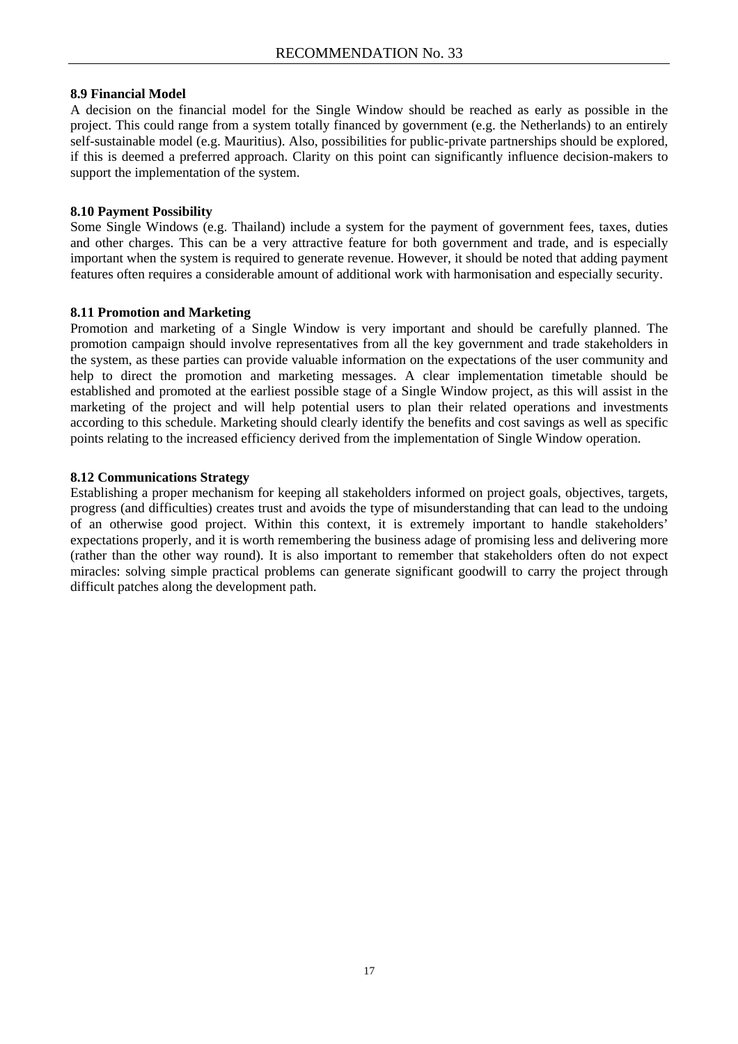### 8.9 Financial Model

A decision on the financial model for the Single Window should be reached as early as possible in the project. This could range from a system totally financed by government (e.g. the Netherlands) to an entirely self-sustainable model (e.g. Mauritius). Also, possibilities for public-private partnerships should be explored, if this is deemed a preferred approach. Clarity on this point can significantly influence decision-makers to support the implementation of the system.

### 8.10 Payment Possibility

Some Single Windows (e.g. Thailand) include a system for the payment of government fees, taxes, duties and other charges. This can be a very attractive feature for both government and trade, and is especially important when the system is required to generate revenue. However, it should be noted that adding payment features often requires a considerable amount of additional work with harmonisation and especially security.

### 8.11 Promotion and Marketing

Promotion and marketing of a Single Window is very important and should be carefully planned. The promotion campaign should involve representatives from all the key government and trade stakeholders in the system, as these parties can provide valuable information on the expectations of the user community and help to direct the promotion and marketing messages. A clear implementation timetable should be established and promoted at the earliest possible stage of a Single Window project, as this will assist in the marketing of the project and will help potential users to plan their related operations and investments according to this schedule. Marketing should clearly identify the benefits and cost savings as well as specific points relating to the increased efficiency derived from the implementation of Single Window operation.

### 8.12 Communications Strategy

Establishing a proper mechanism for keeping all stakeholders informed on project goals, objectives, targets, progress (and difficulties) creates trust and avoids the type of misunderstanding that can lead to the undoing of an otherwise good project. Within this context, it is extremely important to handle stakeholders' expectations properly, and it is worth remembering the business adage of promising less and delivering more (rather than the other way round). It is also important to remember that stakeholders often do not expect miracles: solving simple practical problems can generate significant goodwill to carry the project through difficult patches along the development path.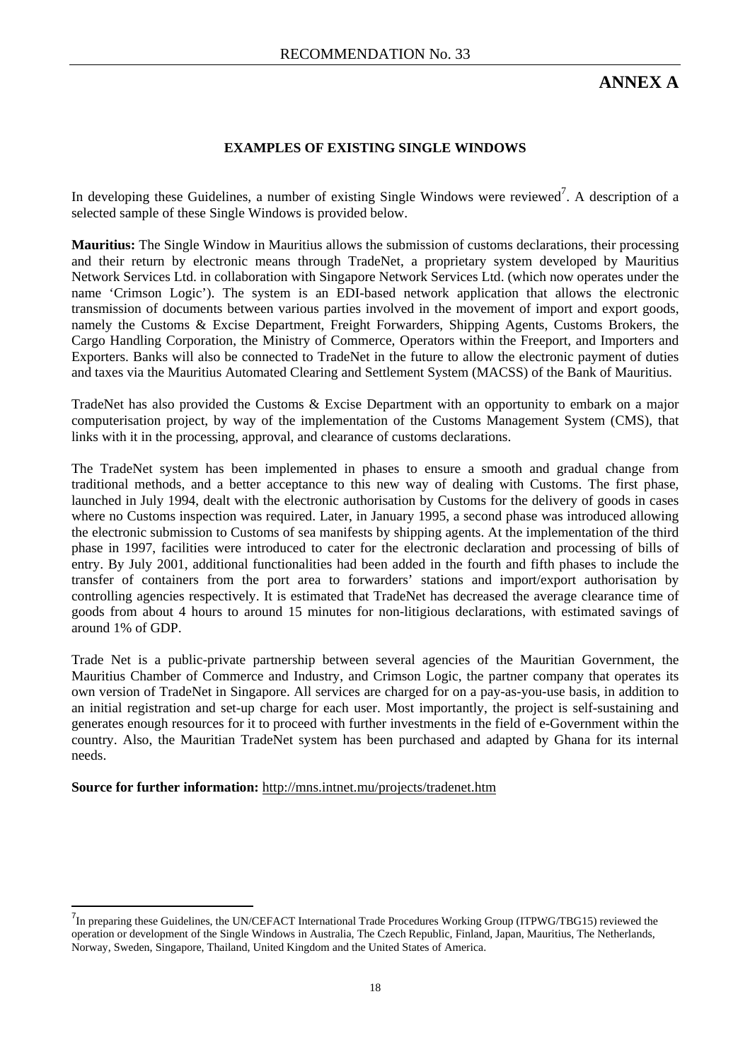# ANNEX A

## EXAMPLES OF EXISTING SINGLE WINDOWS

In developing these Guidelines, a number of existing Single Windows were reviewed[7]. A description of a selected sample of these Single Windows is provided below.

**Mauritius:** The Single Window in Mauritius allows the submission of customs declarations, their processing and their return by electronic means through TradeNet, a proprietary system developed by Mauritius Network Services Ltd. in collaboration with Singapore Network Services Ltd. (which now operates under the name 'Crimson Logic'). The system is an EDI-based network application that allows the electronic transmission of documents between various parties involved in the movement of import and export goods, namely the Customs & Excise Department, Freight Forwarders, Shipping Agents, Customs Brokers, the Cargo Handling Corporation, the Ministry of Commerce, Operators within the Freeport, and Importers and Exporters. Banks will also be connected to TradeNet in the future to allow the electronic payment of duties and taxes via the Mauritius Automated Clearing and Settlement System (MACSS) of the Bank of Mauritius.

TradeNet has also provided the Customs & Excise Department with an opportunity to embark on a major computerisation project, by way of the implementation of the Customs Management System (CMS), that links with it in the processing, approval, and clearance of customs declarations.

The TradeNet system has been implemented in phases to ensure a smooth and gradual change from traditional methods, and a better acceptance to this new way of dealing with Customs. The first phase, launched in July 1994, dealt with the electronic authorisation by Customs for the delivery of goods in cases where no Customs inspection was required. Later, in January 1995, a second phase was introduced allowing the electronic submission to Customs of sea manifests by shipping agents. At the implementation of the third phase in 1997, facilities were introduced to cater for the electronic declaration and processing of bills of entry. By July 2001, additional functionalities had been added in the fourth and fifth phases to include the transfer of containers from the port area to forwarders' stations and import/export authorisation by controlling agencies respectively. It is estimated that TradeNet has decreased the average clearance time of goods from about 4 hours to around 15 minutes for non-litigious declarations, with estimated savings of around 1% of GDP.

Trade Net is a public-private partnership between several agencies of the Mauritian Government, the Mauritius Chamber of Commerce and Industry, and Crimson Logic, the partner company that operates its own version of TradeNet in Singapore. All services are charged for on a pay-as-you-use basis, in addition to an initial registration and set-up charge for each user. Most importantly, the project is self-sustaining and generates enough resources for it to proceed with further investments in the field of e-Government within the country. Also, the Mauritian TradeNet system has been purchased and adapted by Ghana for its internal needs.

**Source for further information:** http://mns.intnet.mu/projects/tradenet.htm

---

[7] In preparing these Guidelines, the UN/CEFACT International Trade Procedures Working Group (ITPWG/TBG15) reviewed the operation or development of the Single Windows in Australia, The Czech Republic, Finland, Japan, Mauritius, The Netherlands, Norway, Sweden, Singapore, Thailand, United Kingdom and the United States of America.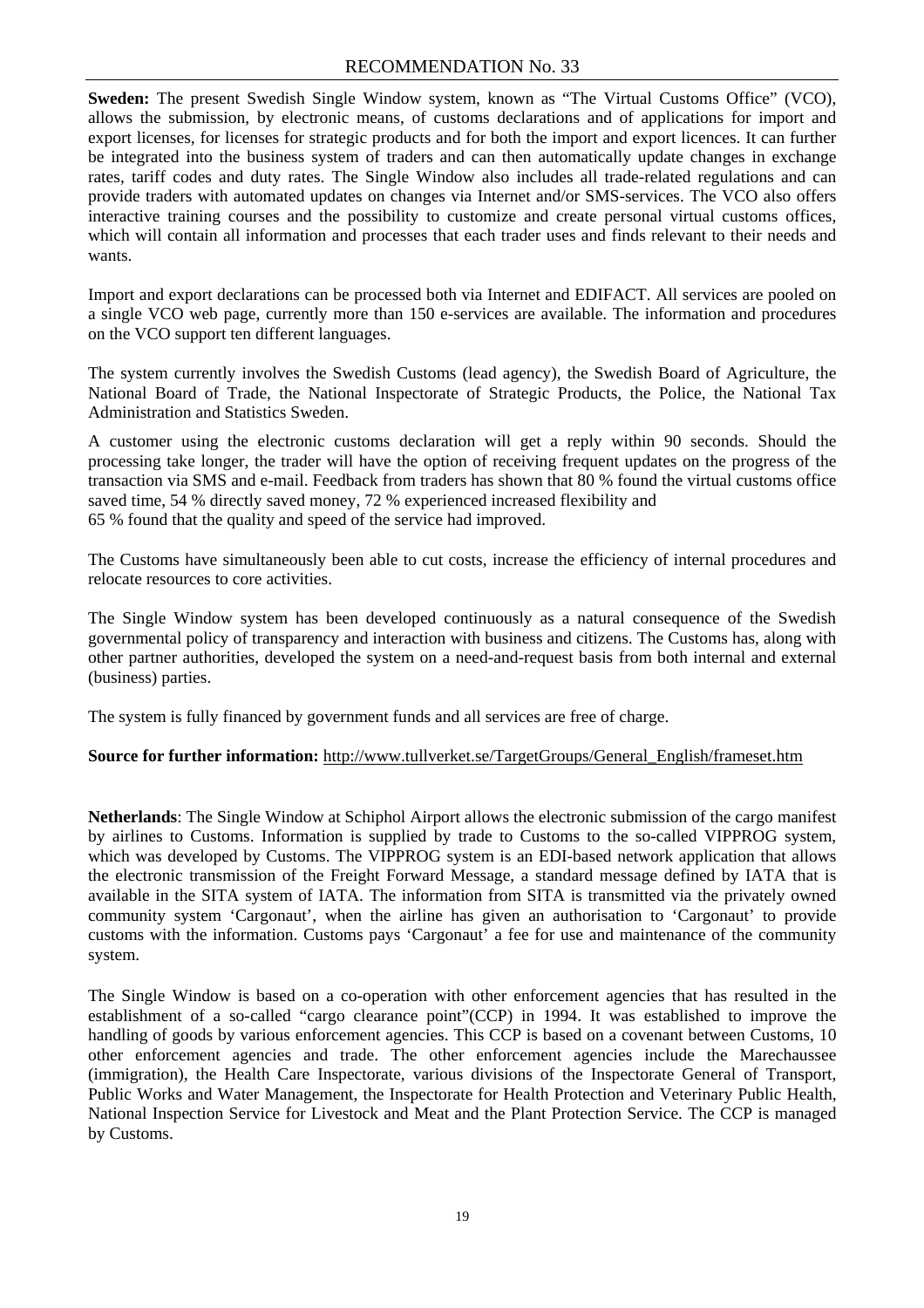**Sweden:** The present Swedish Single Window system, known as "The Virtual Customs Office" (VCO), allows the submission, by electronic means, of customs declarations and of applications for import and export licenses, for licenses for strategic products and for both the import and export licences. It can further be integrated into the business system of traders and can then automatically update changes in exchange rates, tariff codes and duty rates. The Single Window also includes all trade-related regulations and can provide traders with automated updates on changes via Internet and/or SMS-services. The VCO also offers interactive training courses and the possibility to customize and create personal virtual customs offices, which will contain all information and processes that each trader uses and finds relevant to their needs and wants.

Import and export declarations can be processed both via Internet and EDIFACT. All services are pooled on a single VCO web page, currently more than 150 e-services are available. The information and procedures on the VCO support ten different languages.

The system currently involves the Swedish Customs (lead agency), the Swedish Board of Agriculture, the National Board of Trade, the National Inspectorate of Strategic Products, the Police, the National Tax Administration and Statistics Sweden.

A customer using the electronic customs declaration will get a reply within 90 seconds. Should the processing take longer, the trader will have the option of receiving frequent updates on the progress of the transaction via SMS and e-mail. Feedback from traders has shown that 80 % found the virtual customs office saved time, 54 % directly saved money, 72 % experienced increased flexibility and 65 % found that the quality and speed of the service had improved.

The Customs have simultaneously been able to cut costs, increase the efficiency of internal procedures and relocate resources to core activities.

The Single Window system has been developed continuously as a natural consequence of the Swedish governmental policy of transparency and interaction with business and citizens. The Customs has, along with other partner authorities, developed the system on a need-and-request basis from both internal and external (business) parties.

The system is fully financed by government funds and all services are free of charge.

**Source for further information:** http://www.tullverket.se/TargetGroups/General_English/frameset.htm

**Netherlands**: The Single Window at Schiphol Airport allows the electronic submission of the cargo manifest by airlines to Customs. Information is supplied by trade to Customs to the so-called VIPPROG system, which was developed by Customs. The VIPPROG system is an EDI-based network application that allows the electronic transmission of the Freight Forward Message, a standard message defined by IATA that is available in the SITA system of IATA. The information from SITA is transmitted via the privately owned community system 'Cargonaut', when the airline has given an authorisation to 'Cargonaut' to provide customs with the information. Customs pays 'Cargonaut' a fee for use and maintenance of the community system.

The Single Window is based on a co-operation with other enforcement agencies that has resulted in the establishment of a so-called "cargo clearance point"(CCP) in 1994. It was established to improve the handling of goods by various enforcement agencies. This CCP is based on a covenant between Customs, 10 other enforcement agencies and trade. The other enforcement agencies include the Marechaussee (immigration), the Health Care Inspectorate, various divisions of the Inspectorate General of Transport, Public Works and Water Management, the Inspectorate for Health Protection and Veterinary Public Health, National Inspection Service for Livestock and Meat and the Plant Protection Service. The CCP is managed by Customs.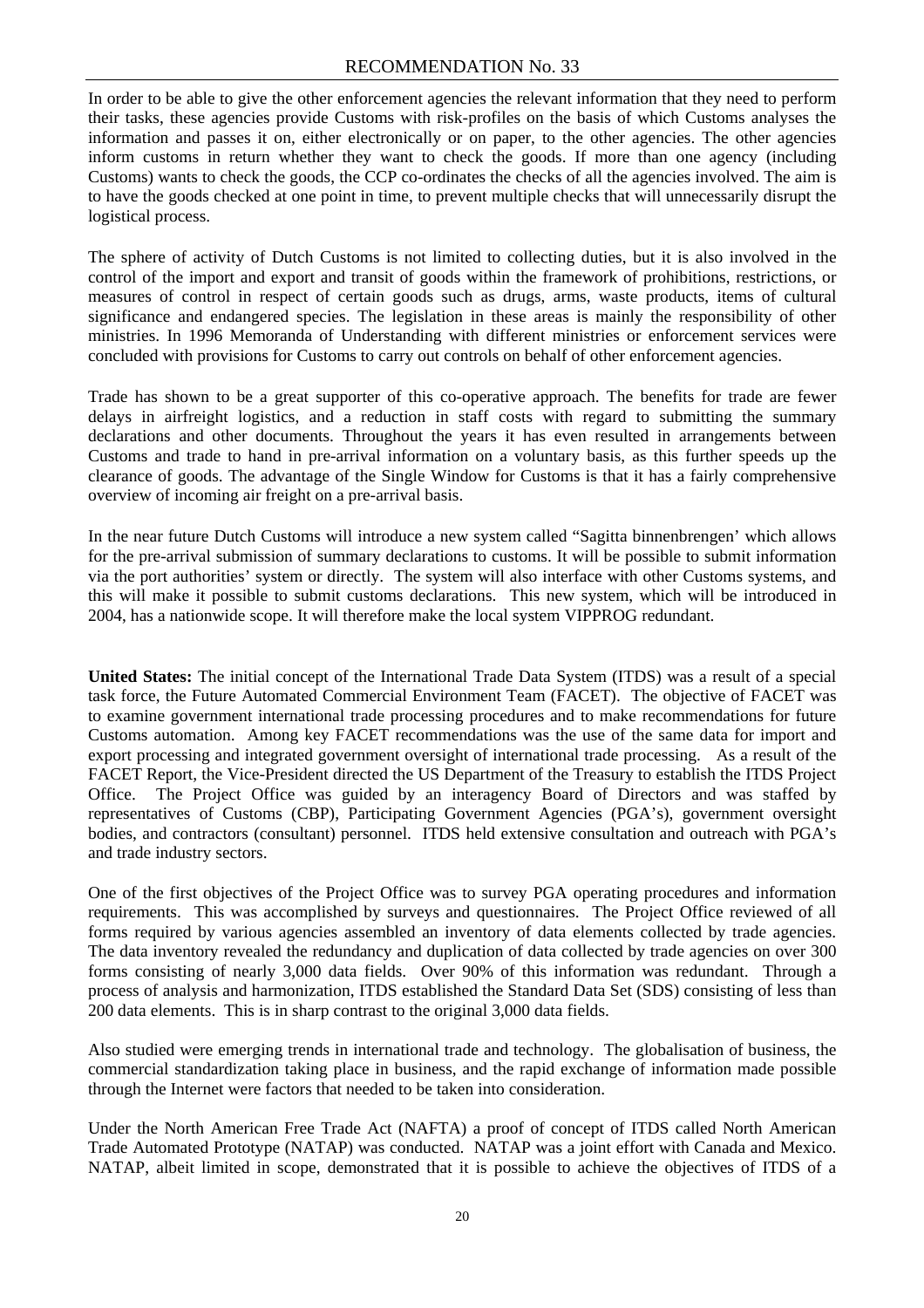In order to be able to give the other enforcement agencies the relevant information that they need to perform their tasks, these agencies provide Customs with risk-profiles on the basis of which Customs analyses the information and passes it on, either electronically or on paper, to the other agencies. The other agencies inform customs in return whether they want to check the goods. If more than one agency (including Customs) wants to check the goods, the CCP co-ordinates the checks of all the agencies involved. The aim is to have the goods checked at one point in time, to prevent multiple checks that will unnecessarily disrupt the logistical process.

The sphere of activity of Dutch Customs is not limited to collecting duties, but it is also involved in the control of the import and export and transit of goods within the framework of prohibitions, restrictions, or measures of control in respect of certain goods such as drugs, arms, waste products, items of cultural significance and endangered species. The legislation in these areas is mainly the responsibility of other ministries. In 1996 Memoranda of Understanding with different ministries or enforcement services were concluded with provisions for Customs to carry out controls on behalf of other enforcement agencies.

Trade has shown to be a great supporter of this co-operative approach. The benefits for trade are fewer delays in airfreight logistics, and a reduction in staff costs with regard to submitting the summary declarations and other documents. Throughout the years it has even resulted in arrangements between Customs and trade to hand in pre-arrival information on a voluntary basis, as this further speeds up the clearance of goods. The advantage of the Single Window for Customs is that it has a fairly comprehensive overview of incoming air freight on a pre-arrival basis.

In the near future Dutch Customs will introduce a new system called "Sagitta binnenbrengen' which allows for the pre-arrival submission of summary declarations to customs. It will be possible to submit information via the port authorities' system or directly. The system will also interface with other Customs systems, and this will make it possible to submit customs declarations. This new system, which will be introduced in 2004, has a nationwide scope. It will therefore make the local system VIPPROG redundant.

**United States:** The initial concept of the International Trade Data System (ITDS) was a result of a special task force, the Future Automated Commercial Environment Team (FACET). The objective of FACET was to examine government international trade processing procedures and to make recommendations for future Customs automation. Among key FACET recommendations was the use of the same data for import and export processing and integrated government oversight of international trade processing. As a result of the FACET Report, the Vice-President directed the US Department of the Treasury to establish the ITDS Project Office. The Project Office was guided by an interagency Board of Directors and was staffed by representatives of Customs (CBP), Participating Government Agencies (PGA's), government oversight bodies, and contractors (consultant) personnel. ITDS held extensive consultation and outreach with PGA's and trade industry sectors.

One of the first objectives of the Project Office was to survey PGA operating procedures and information requirements. This was accomplished by surveys and questionnaires. The Project Office reviewed of all forms required by various agencies assembled an inventory of data elements collected by trade agencies. The data inventory revealed the redundancy and duplication of data collected by trade agencies on over 300 forms consisting of nearly 3,000 data fields. Over 90% of this information was redundant. Through a process of analysis and harmonization, ITDS established the Standard Data Set (SDS) consisting of less than 200 data elements. This is in sharp contrast to the original 3,000 data fields.

Also studied were emerging trends in international trade and technology. The globalisation of business, the commercial standardization taking place in business, and the rapid exchange of information made possible through the Internet were factors that needed to be taken into consideration.

Under the North American Free Trade Act (NAFTA) a proof of concept of ITDS called North American Trade Automated Prototype (NATAP) was conducted. NATAP was a joint effort with Canada and Mexico. NATAP, albeit limited in scope, demonstrated that it is possible to achieve the objectives of ITDS of a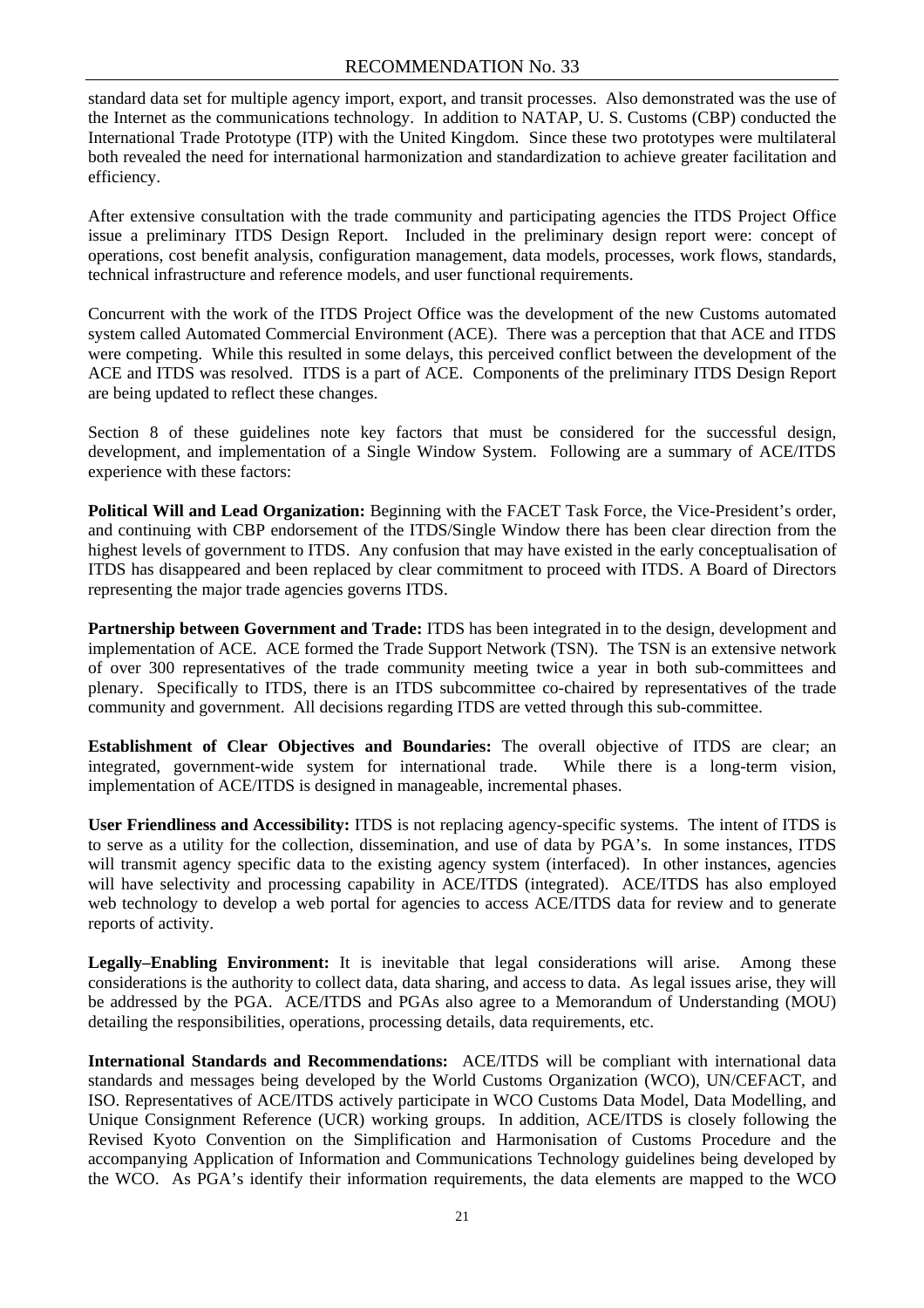standard data set for multiple agency import, export, and transit processes. Also demonstrated was the use of the Internet as the communications technology. In addition to NATAP, U. S. Customs (CBP) conducted the International Trade Prototype (ITP) with the United Kingdom. Since these two prototypes were multilateral both revealed the need for international harmonization and standardization to achieve greater facilitation and efficiency.

After extensive consultation with the trade community and participating agencies the ITDS Project Office issue a preliminary ITDS Design Report. Included in the preliminary design report were: concept of operations, cost benefit analysis, configuration management, data models, processes, work flows, standards, technical infrastructure and reference models, and user functional requirements.

Concurrent with the work of the ITDS Project Office was the development of the new Customs automated system called Automated Commercial Environment (ACE). There was a perception that that ACE and ITDS were competing. While this resulted in some delays, this perceived conflict between the development of the ACE and ITDS was resolved. ITDS is a part of ACE. Components of the preliminary ITDS Design Report are being updated to reflect these changes.

Section 8 of these guidelines note key factors that must be considered for the successful design, development, and implementation of a Single Window System. Following are a summary of ACE/ITDS experience with these factors:

**Political Will and Lead Organization:** Beginning with the FACET Task Force, the Vice-President's order, and continuing with CBP endorsement of the ITDS/Single Window there has been clear direction from the highest levels of government to ITDS. Any confusion that may have existed in the early conceptualisation of ITDS has disappeared and been replaced by clear commitment to proceed with ITDS. A Board of Directors representing the major trade agencies governs ITDS.

**Partnership between Government and Trade:** ITDS has been integrated in to the design, development and implementation of ACE. ACE formed the Trade Support Network (TSN). The TSN is an extensive network of over 300 representatives of the trade community meeting twice a year in both sub-committees and plenary. Specifically to ITDS, there is an ITDS subcommittee co-chaired by representatives of the trade community and government. All decisions regarding ITDS are vetted through this sub-committee.

**Establishment of Clear Objectives and Boundaries:** The overall objective of ITDS are clear; an integrated, government-wide system for international trade. While there is a long-term vision, implementation of ACE/ITDS is designed in manageable, incremental phases.

**User Friendliness and Accessibility:** ITDS is not replacing agency-specific systems. The intent of ITDS is to serve as a utility for the collection, dissemination, and use of data by PGA's. In some instances, ITDS will transmit agency specific data to the existing agency system (interfaced). In other instances, agencies will have selectivity and processing capability in ACE/ITDS (integrated). ACE/ITDS has also employed web technology to develop a web portal for agencies to access ACE/ITDS data for review and to generate reports of activity.

**Legally–Enabling Environment:** It is inevitable that legal considerations will arise. Among these considerations is the authority to collect data, data sharing, and access to data. As legal issues arise, they will be addressed by the PGA. ACE/ITDS and PGAs also agree to a Memorandum of Understanding (MOU) detailing the responsibilities, operations, processing details, data requirements, etc.

**International Standards and Recommendations:** ACE/ITDS will be compliant with international data standards and messages being developed by the World Customs Organization (WCO), UN/CEFACT, and ISO. Representatives of ACE/ITDS actively participate in WCO Customs Data Model, Data Modelling, and Unique Consignment Reference (UCR) working groups. In addition, ACE/ITDS is closely following the Revised Kyoto Convention on the Simplification and Harmonisation of Customs Procedure and the accompanying Application of Information and Communications Technology guidelines being developed by the WCO. As PGA's identify their information requirements, the data elements are mapped to the WCO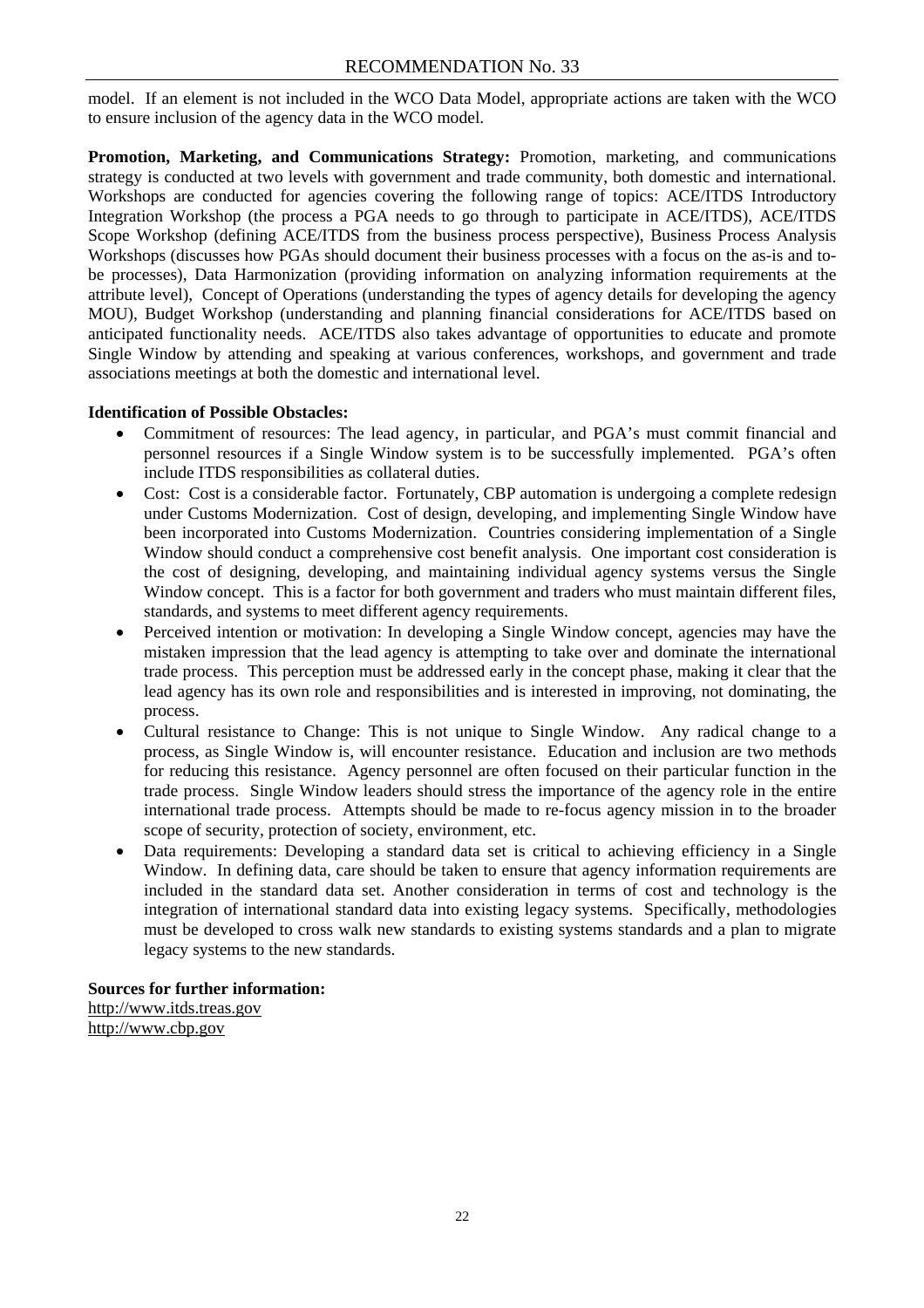model. If an element is not included in the WCO Data Model, appropriate actions are taken with the WCO to ensure inclusion of the agency data in the WCO model.

**Promotion, Marketing, and Communications Strategy:** Promotion, marketing, and communications strategy is conducted at two levels with government and trade community, both domestic and international. Workshops are conducted for agencies covering the following range of topics: ACE/ITDS Introductory Integration Workshop (the process a PGA needs to go through to participate in ACE/ITDS), ACE/ITDS Scope Workshop (defining ACE/ITDS from the business process perspective), Business Process Analysis Workshops (discusses how PGAs should document their business processes with a focus on the as-is and to-be processes), Data Harmonization (providing information on analyzing information requirements at the attribute level), Concept of Operations (understanding the types of agency details for developing the agency MOU), Budget Workshop (understanding and planning financial considerations for ACE/ITDS based on anticipated functionality needs. ACE/ITDS also takes advantage of opportunities to educate and promote Single Window by attending and speaking at various conferences, workshops, and government and trade associations meetings at both the domestic and international level.

**Identification of Possible Obstacles:**

- Commitment of resources: The lead agency, in particular, and PGA's must commit financial and personnel resources if a Single Window system is to be successfully implemented. PGA's often include ITDS responsibilities as collateral duties.
- Cost: Cost is a considerable factor. Fortunately, CBP automation is undergoing a complete redesign under Customs Modernization. Cost of design, developing, and implementing Single Window have been incorporated into Customs Modernization. Countries considering implementation of a Single Window should conduct a comprehensive cost benefit analysis. One important cost consideration is the cost of designing, developing, and maintaining individual agency systems versus the Single Window concept. This is a factor for both government and traders who must maintain different files, standards, and systems to meet different agency requirements.
- Perceived intention or motivation: In developing a Single Window concept, agencies may have the mistaken impression that the lead agency is attempting to take over and dominate the international trade process. This perception must be addressed early in the concept phase, making it clear that the lead agency has its own role and responsibilities and is interested in improving, not dominating, the process.
- Cultural resistance to Change: This is not unique to Single Window. Any radical change to a process, as Single Window is, will encounter resistance. Education and inclusion are two methods for reducing this resistance. Agency personnel are often focused on their particular function in the trade process. Single Window leaders should stress the importance of the agency role in the entire international trade process. Attempts should be made to re-focus agency mission in to the broader scope of security, protection of society, environment, etc.
- Data requirements: Developing a standard data set is critical to achieving efficiency in a Single Window. In defining data, care should be taken to ensure that agency information requirements are included in the standard data set. Another consideration in terms of cost and technology is the integration of international standard data into existing legacy systems. Specifically, methodologies must be developed to cross walk new standards to existing systems standards and a plan to migrate legacy systems to the new standards.

**Sources for further information:**

http://www.itds.treas.gov
http://www.cbp.gov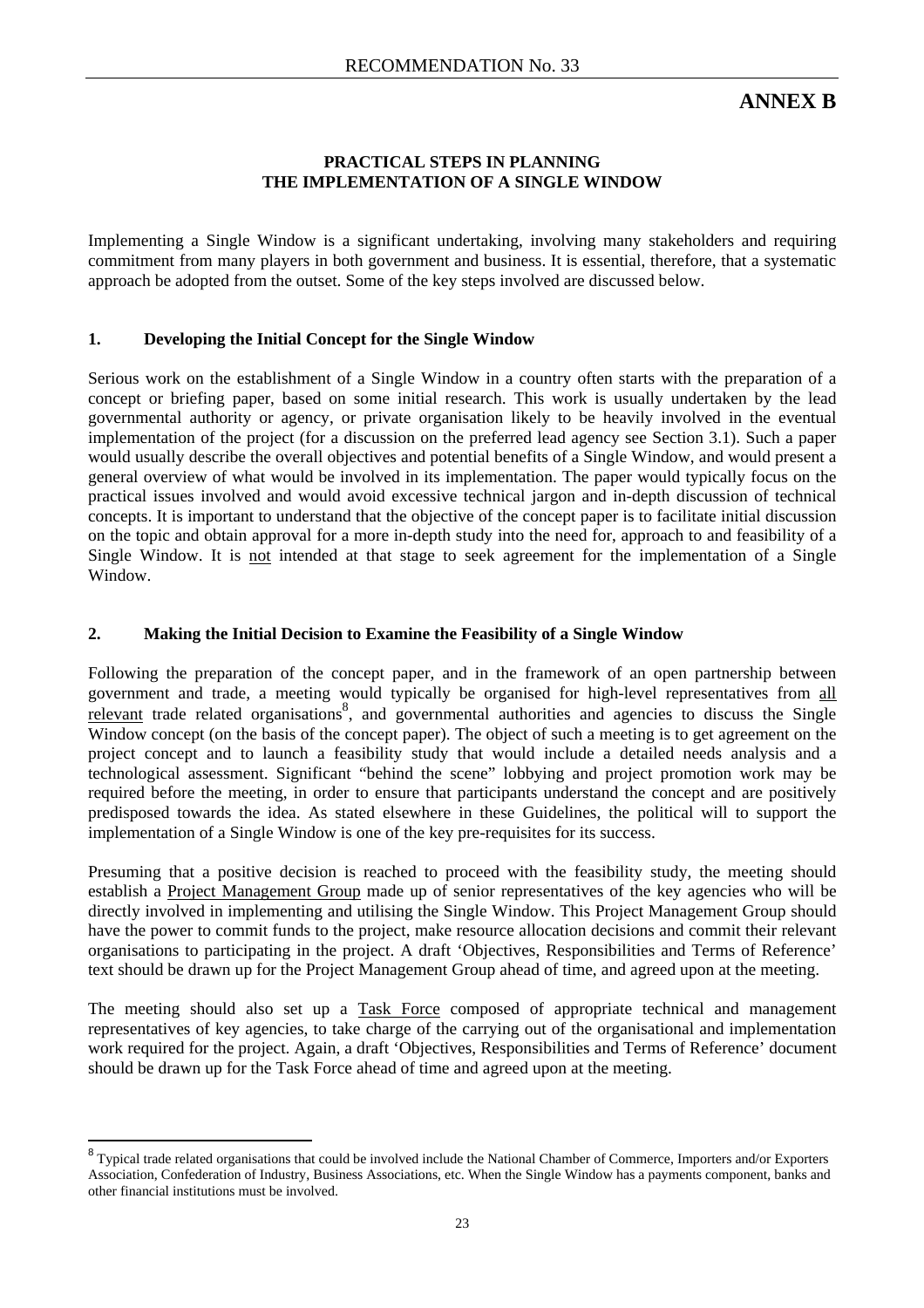# ANNEX B

## PRACTICAL STEPS IN PLANNING THE IMPLEMENTATION OF A SINGLE WINDOW

Implementing a Single Window is a significant undertaking, involving many stakeholders and requiring commitment from many players in both government and business. It is essential, therefore, that a systematic approach be adopted from the outset. Some of the key steps involved are discussed below.

### 1. Developing the Initial Concept for the Single Window

Serious work on the establishment of a Single Window in a country often starts with the preparation of a concept or briefing paper, based on some initial research. This work is usually undertaken by the lead governmental authority or agency, or private organisation likely to be heavily involved in the eventual implementation of the project (for a discussion on the preferred lead agency see Section 3.1). Such a paper would usually describe the overall objectives and potential benefits of a Single Window, and would present a general overview of what would be involved in its implementation. The paper would typically focus on the practical issues involved and would avoid excessive technical jargon and in-depth discussion of technical concepts. It is important to understand that the objective of the concept paper is to facilitate initial discussion on the topic and obtain approval for a more in-depth study into the need for, approach to and feasibility of a Single Window. It is not intended at that stage to seek agreement for the implementation of a Single Window.

### 2. Making the Initial Decision to Examine the Feasibility of a Single Window

Following the preparation of the concept paper, and in the framework of an open partnership between government and trade, a meeting would typically be organised for high-level representatives from all relevant trade related organisations[8], and governmental authorities and agencies to discuss the Single Window concept (on the basis of the concept paper). The object of such a meeting is to get agreement on the project concept and to launch a feasibility study that would include a detailed needs analysis and a technological assessment. Significant "behind the scene" lobbying and project promotion work may be required before the meeting, in order to ensure that participants understand the concept and are positively predisposed towards the idea. As stated elsewhere in these Guidelines, the political will to support the implementation of a Single Window is one of the key pre-requisites for its success.

Presuming that a positive decision is reached to proceed with the feasibility study, the meeting should establish a Project Management Group made up of senior representatives of the key agencies who will be directly involved in implementing and utilising the Single Window. This Project Management Group should have the power to commit funds to the project, make resource allocation decisions and commit their relevant organisations to participating in the project. A draft 'Objectives, Responsibilities and Terms of Reference' text should be drawn up for the Project Management Group ahead of time, and agreed upon at the meeting.

The meeting should also set up a Task Force composed of appropriate technical and management representatives of key agencies, to take charge of the carrying out of the organisational and implementation work required for the project. Again, a draft 'Objectives, Responsibilities and Terms of Reference' document should be drawn up for the Task Force ahead of time and agreed upon at the meeting.

---

[8] Typical trade related organisations that could be involved include the National Chamber of Commerce, Importers and/or Exporters Association, Confederation of Industry, Business Associations, etc. When the Single Window has a payments component, banks and other financial institutions must be involved.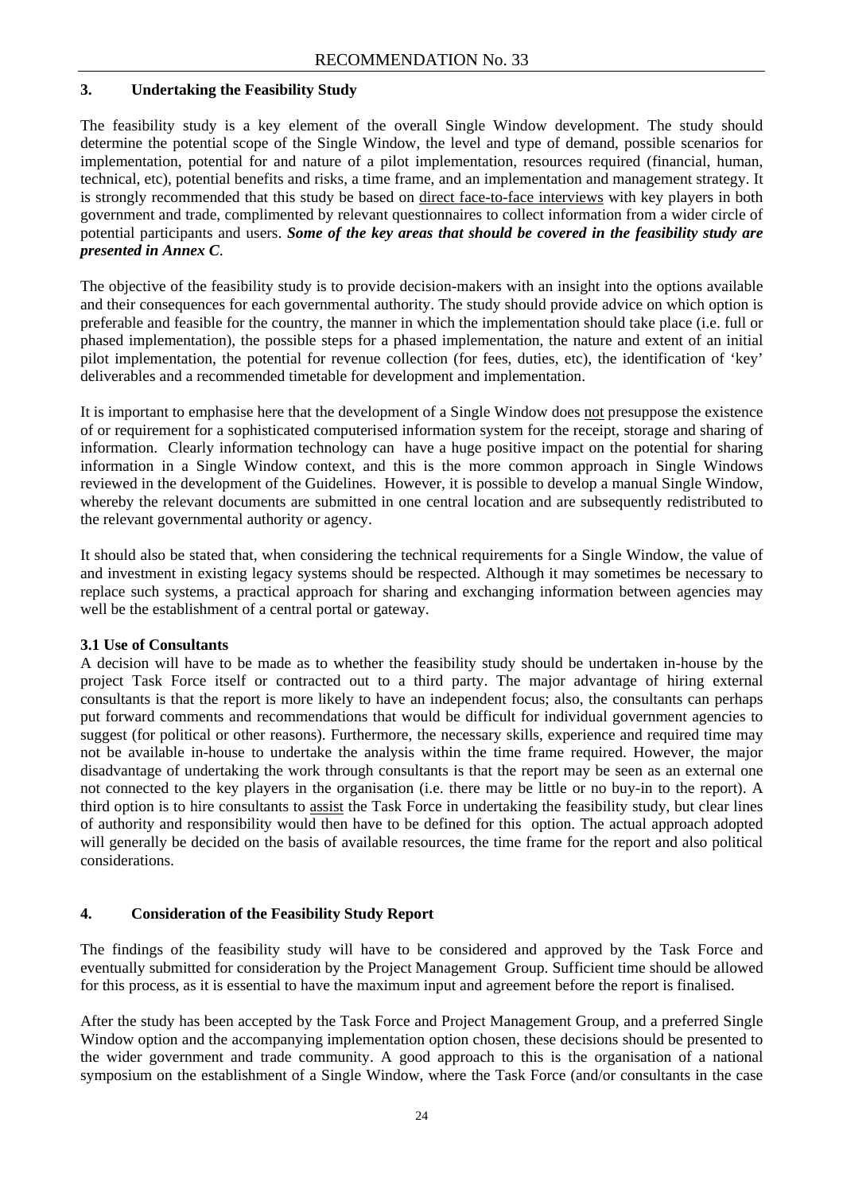## 3. Undertaking the Feasibility Study

The feasibility study is a key element of the overall Single Window development. The study should determine the potential scope of the Single Window, the level and type of demand, possible scenarios for implementation, potential for and nature of a pilot implementation, resources required (financial, human, technical, etc), potential benefits and risks, a time frame, and an implementation and management strategy. It is strongly recommended that this study be based on direct face-to-face interviews with key players in both government and trade, complimented by relevant questionnaires to collect information from a wider circle of potential participants and users. ***Some of the key areas that should be covered in the feasibility study are presented in Annex C.***

The objective of the feasibility study is to provide decision-makers with an insight into the options available and their consequences for each governmental authority. The study should provide advice on which option is preferable and feasible for the country, the manner in which the implementation should take place (i.e. full or phased implementation), the possible steps for a phased implementation, the nature and extent of an initial pilot implementation, the potential for revenue collection (for fees, duties, etc), the identification of 'key' deliverables and a recommended timetable for development and implementation.

It is important to emphasise here that the development of a Single Window does not presuppose the existence of or requirement for a sophisticated computerised information system for the receipt, storage and sharing of information. Clearly information technology can have a huge positive impact on the potential for sharing information in a Single Window context, and this is the more common approach in Single Windows reviewed in the development of the Guidelines. However, it is possible to develop a manual Single Window, whereby the relevant documents are submitted in one central location and are subsequently redistributed to the relevant governmental authority or agency.

It should also be stated that, when considering the technical requirements for a Single Window, the value of and investment in existing legacy systems should be respected. Although it may sometimes be necessary to replace such systems, a practical approach for sharing and exchanging information between agencies may well be the establishment of a central portal or gateway.

### 3.1 Use of Consultants

A decision will have to be made as to whether the feasibility study should be undertaken in-house by the project Task Force itself or contracted out to a third party. The major advantage of hiring external consultants is that the report is more likely to have an independent focus; also, the consultants can perhaps put forward comments and recommendations that would be difficult for individual government agencies to suggest (for political or other reasons). Furthermore, the necessary skills, experience and required time may not be available in-house to undertake the analysis within the time frame required. However, the major disadvantage of undertaking the work through consultants is that the report may be seen as an external one not connected to the key players in the organisation (i.e. there may be little or no buy-in to the report). A third option is to hire consultants to assist the Task Force in undertaking the feasibility study, but clear lines of authority and responsibility would then have to be defined for this option. The actual approach adopted will generally be decided on the basis of available resources, the time frame for the report and also political considerations.

## 4. Consideration of the Feasibility Study Report

The findings of the feasibility study will have to be considered and approved by the Task Force and eventually submitted for consideration by the Project Management Group. Sufficient time should be allowed for this process, as it is essential to have the maximum input and agreement before the report is finalised.

After the study has been accepted by the Task Force and Project Management Group, and a preferred Single Window option and the accompanying implementation option chosen, these decisions should be presented to the wider government and trade community. A good approach to this is the organisation of a national symposium on the establishment of a Single Window, where the Task Force (and/or consultants in the case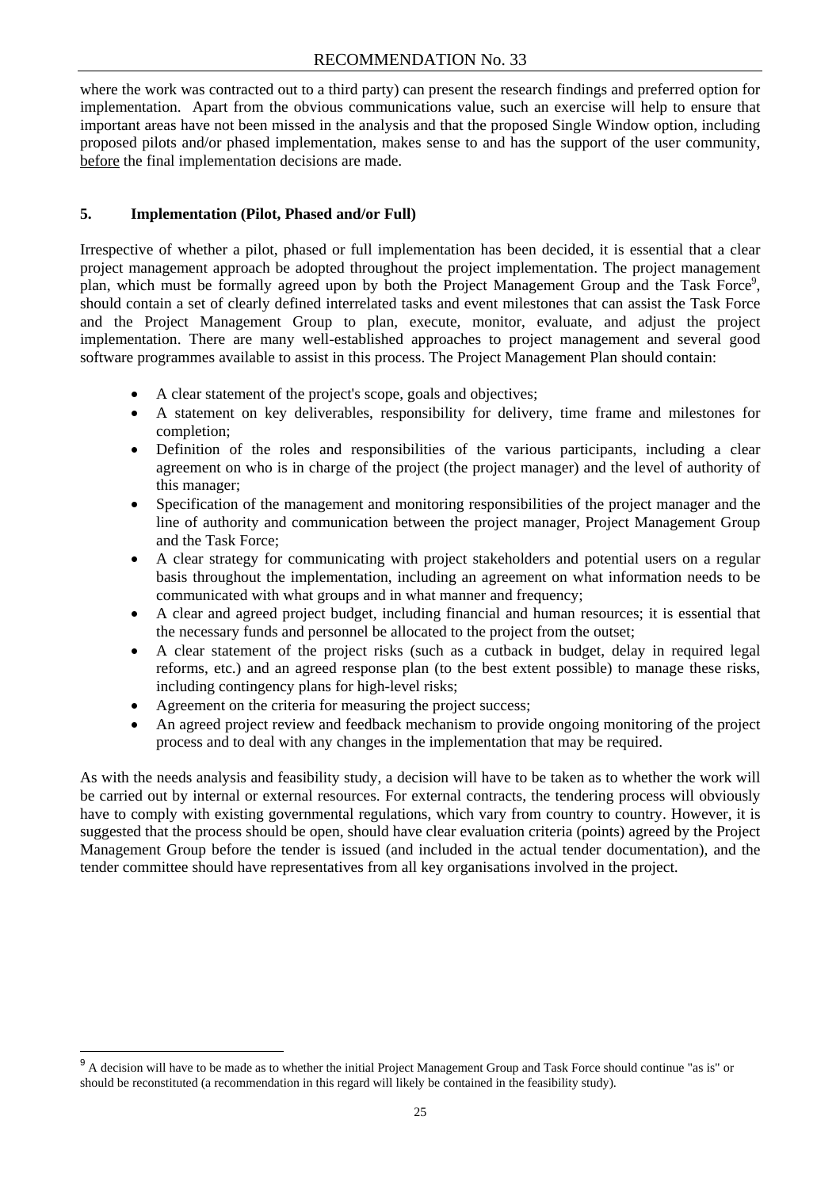where the work was contracted out to a third party) can present the research findings and preferred option for implementation. Apart from the obvious communications value, such an exercise will help to ensure that important areas have not been missed in the analysis and that the proposed Single Window option, including proposed pilots and/or phased implementation, makes sense to and has the support of the user community, before the final implementation decisions are made.

## 5. Implementation (Pilot, Phased and/or Full)

Irrespective of whether a pilot, phased or full implementation has been decided, it is essential that a clear project management approach be adopted throughout the project implementation. The project management plan, which must be formally agreed upon by both the Project Management Group and the Task Force[9], should contain a set of clearly defined interrelated tasks and event milestones that can assist the Task Force and the Project Management Group to plan, execute, monitor, evaluate, and adjust the project implementation. There are many well-established approaches to project management and several good software programmes available to assist in this process. The Project Management Plan should contain:

- A clear statement of the project's scope, goals and objectives;
- A statement on key deliverables, responsibility for delivery, time frame and milestones for completion;
- Definition of the roles and responsibilities of the various participants, including a clear agreement on who is in charge of the project (the project manager) and the level of authority of this manager;
- Specification of the management and monitoring responsibilities of the project manager and the line of authority and communication between the project manager, Project Management Group and the Task Force;
- A clear strategy for communicating with project stakeholders and potential users on a regular basis throughout the implementation, including an agreement on what information needs to be communicated with what groups and in what manner and frequency;
- A clear and agreed project budget, including financial and human resources; it is essential that the necessary funds and personnel be allocated to the project from the outset;
- A clear statement of the project risks (such as a cutback in budget, delay in required legal reforms, etc.) and an agreed response plan (to the best extent possible) to manage these risks, including contingency plans for high-level risks;
- Agreement on the criteria for measuring the project success;
- An agreed project review and feedback mechanism to provide ongoing monitoring of the project process and to deal with any changes in the implementation that may be required.

As with the needs analysis and feasibility study, a decision will have to be taken as to whether the work will be carried out by internal or external resources. For external contracts, the tendering process will obviously have to comply with existing governmental regulations, which vary from country to country. However, it is suggested that the process should be open, should have clear evaluation criteria (points) agreed by the Project Management Group before the tender is issued (and included in the actual tender documentation), and the tender committee should have representatives from all key organisations involved in the project.

[9] A decision will have to be made as to whether the initial Project Management Group and Task Force should continue "as is" or should be reconstituted (a recommendation in this regard will likely be contained in the feasibility study).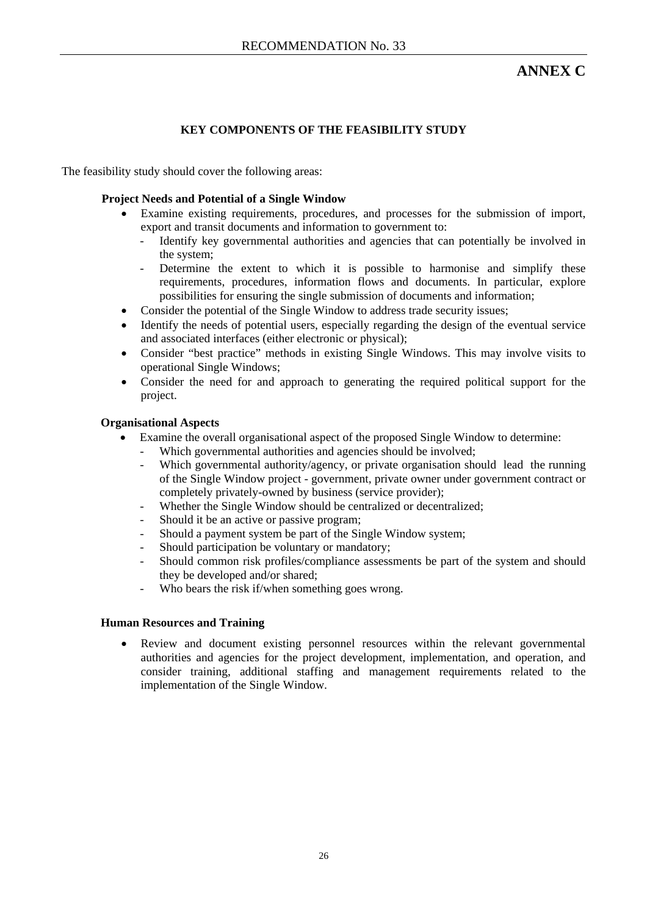# ANNEX C

## KEY COMPONENTS OF THE FEASIBILITY STUDY

The feasibility study should cover the following areas:

**Project Needs and Potential of a Single Window**

- Examine existing requirements, procedures, and processes for the submission of import, export and transit documents and information to government to:
  - Identify key governmental authorities and agencies that can potentially be involved in the system;
  - Determine the extent to which it is possible to harmonise and simplify these requirements, procedures, information flows and documents. In particular, explore possibilities for ensuring the single submission of documents and information;
- Consider the potential of the Single Window to address trade security issues;
- Identify the needs of potential users, especially regarding the design of the eventual service and associated interfaces (either electronic or physical);
- Consider "best practice" methods in existing Single Windows. This may involve visits to operational Single Windows;
- Consider the need for and approach to generating the required political support for the project.

**Organisational Aspects**

- Examine the overall organisational aspect of the proposed Single Window to determine:
  - Which governmental authorities and agencies should be involved;
  - Which governmental authority/agency, or private organisation should lead the running of the Single Window project - government, private owner under government contract or completely privately-owned by business (service provider);
  - Whether the Single Window should be centralized or decentralized;
  - Should it be an active or passive program;
  - Should a payment system be part of the Single Window system;
  - Should participation be voluntary or mandatory;
  - Should common risk profiles/compliance assessments be part of the system and should they be developed and/or shared;
  - Who bears the risk if/when something goes wrong.

**Human Resources and Training**

- Review and document existing personnel resources within the relevant governmental authorities and agencies for the project development, implementation, and operation, and consider training, additional staffing and management requirements related to the implementation of the Single Window.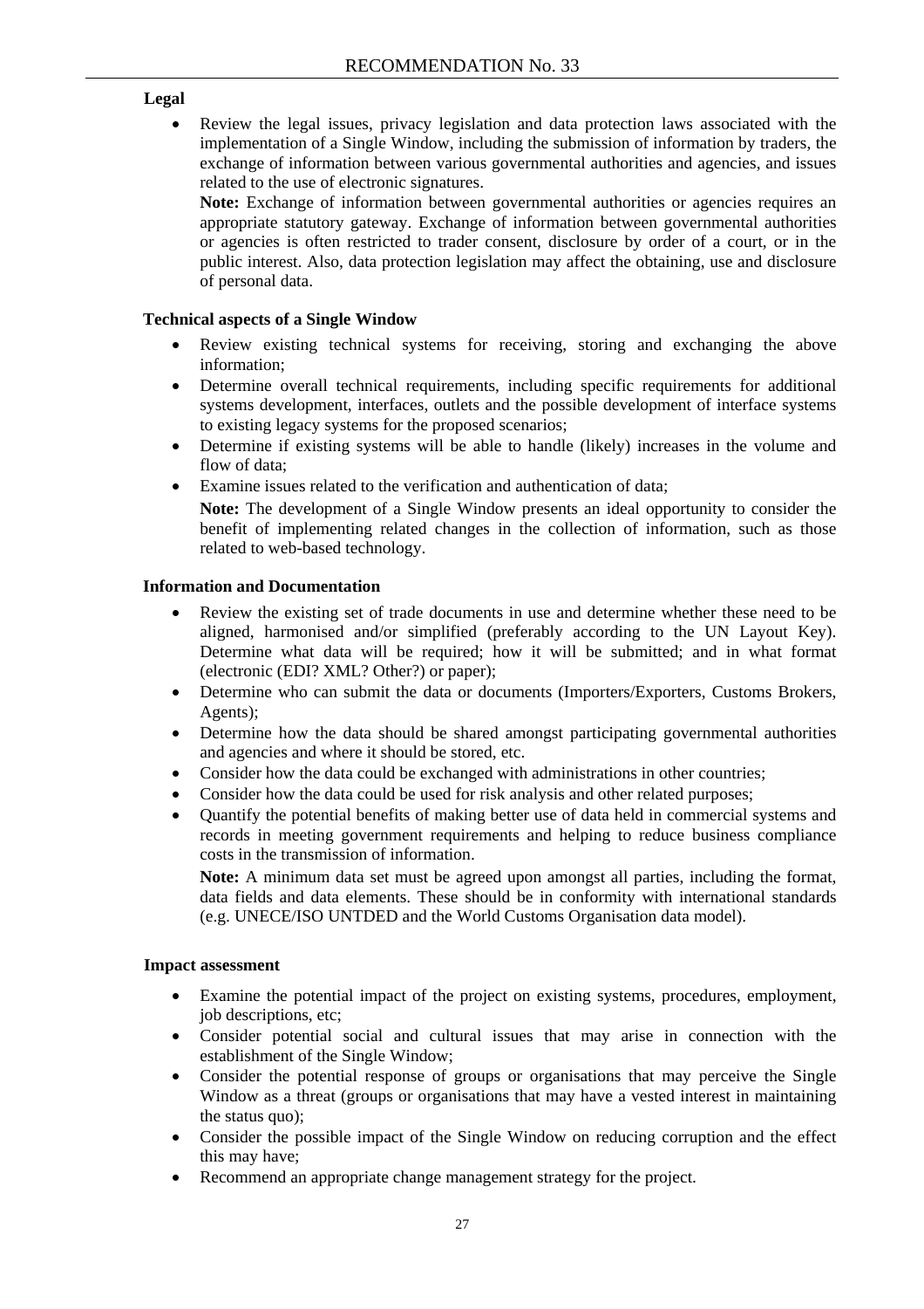**Legal**

- Review the legal issues, privacy legislation and data protection laws associated with the implementation of a Single Window, including the submission of information by traders, the exchange of information between various governmental authorities and agencies, and issues related to the use of electronic signatures.

  **Note:** Exchange of information between governmental authorities or agencies requires an appropriate statutory gateway. Exchange of information between governmental authorities or agencies is often restricted to trader consent, disclosure by order of a court, or in the public interest. Also, data protection legislation may affect the obtaining, use and disclosure of personal data.

**Technical aspects of a Single Window**

- Review existing technical systems for receiving, storing and exchanging the above information;
- Determine overall technical requirements, including specific requirements for additional systems development, interfaces, outlets and the possible development of interface systems to existing legacy systems for the proposed scenarios;
- Determine if existing systems will be able to handle (likely) increases in the volume and flow of data;
- Examine issues related to the verification and authentication of data;

  **Note:** The development of a Single Window presents an ideal opportunity to consider the benefit of implementing related changes in the collection of information, such as those related to web-based technology.

**Information and Documentation**

- Review the existing set of trade documents in use and determine whether these need to be aligned, harmonised and/or simplified (preferably according to the UN Layout Key). Determine what data will be required; how it will be submitted; and in what format (electronic (EDI? XML? Other?) or paper);
- Determine who can submit the data or documents (Importers/Exporters, Customs Brokers, Agents);
- Determine how the data should be shared amongst participating governmental authorities and agencies and where it should be stored, etc.
- Consider how the data could be exchanged with administrations in other countries;
- Consider how the data could be used for risk analysis and other related purposes;
- Quantify the potential benefits of making better use of data held in commercial systems and records in meeting government requirements and helping to reduce business compliance costs in the transmission of information.

  **Note:** A minimum data set must be agreed upon amongst all parties, including the format, data fields and data elements. These should be in conformity with international standards (e.g. UNECE/ISO UNTDED and the World Customs Organisation data model).

**Impact assessment**

- Examine the potential impact of the project on existing systems, procedures, employment, job descriptions, etc;
- Consider potential social and cultural issues that may arise in connection with the establishment of the Single Window;
- Consider the potential response of groups or organisations that may perceive the Single Window as a threat (groups or organisations that may have a vested interest in maintaining the status quo);
- Consider the possible impact of the Single Window on reducing corruption and the effect this may have;
- Recommend an appropriate change management strategy for the project.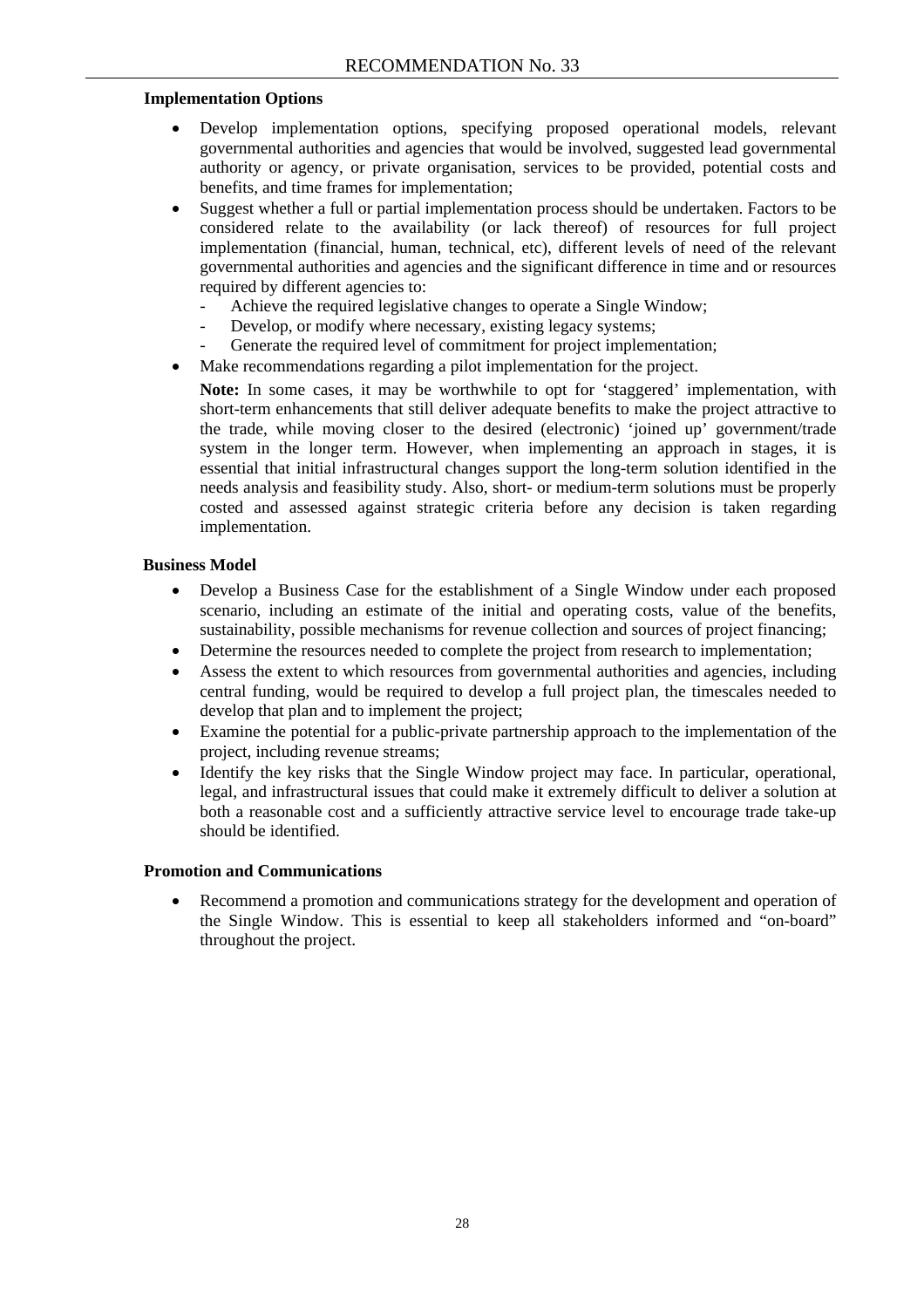**Implementation Options**

- Develop implementation options, specifying proposed operational models, relevant governmental authorities and agencies that would be involved, suggested lead governmental authority or agency, or private organisation, services to be provided, potential costs and benefits, and time frames for implementation;
- Suggest whether a full or partial implementation process should be undertaken. Factors to be considered relate to the availability (or lack thereof) of resources for full project implementation (financial, human, technical, etc), different levels of need of the relevant governmental authorities and agencies and the significant difference in time and or resources required by different agencies to:
  - Achieve the required legislative changes to operate a Single Window;
  - Develop, or modify where necessary, existing legacy systems;
  - Generate the required level of commitment for project implementation;
- Make recommendations regarding a pilot implementation for the project.

  **Note:** In some cases, it may be worthwhile to opt for 'staggered' implementation, with short-term enhancements that still deliver adequate benefits to make the project attractive to the trade, while moving closer to the desired (electronic) 'joined up' government/trade system in the longer term. However, when implementing an approach in stages, it is essential that initial infrastructural changes support the long-term solution identified in the needs analysis and feasibility study. Also, short- or medium-term solutions must be properly costed and assessed against strategic criteria before any decision is taken regarding implementation.

**Business Model**

- Develop a Business Case for the establishment of a Single Window under each proposed scenario, including an estimate of the initial and operating costs, value of the benefits, sustainability, possible mechanisms for revenue collection and sources of project financing;
- Determine the resources needed to complete the project from research to implementation;
- Assess the extent to which resources from governmental authorities and agencies, including central funding, would be required to develop a full project plan, the timescales needed to develop that plan and to implement the project;
- Examine the potential for a public-private partnership approach to the implementation of the project, including revenue streams;
- Identify the key risks that the Single Window project may face. In particular, operational, legal, and infrastructural issues that could make it extremely difficult to deliver a solution at both a reasonable cost and a sufficiently attractive service level to encourage trade take-up should be identified.

**Promotion and Communications**

- Recommend a promotion and communications strategy for the development and operation of the Single Window. This is essential to keep all stakeholders informed and "on-board" throughout the project.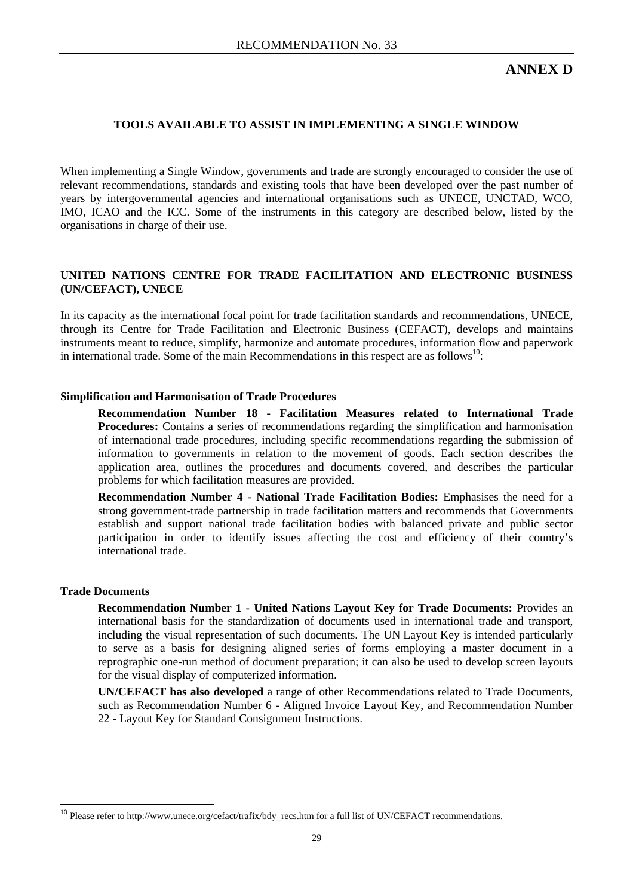# ANNEX D

## TOOLS AVAILABLE TO ASSIST IN IMPLEMENTING A SINGLE WINDOW

When implementing a Single Window, governments and trade are strongly encouraged to consider the use of relevant recommendations, standards and existing tools that have been developed over the past number of years by intergovernmental agencies and international organisations such as UNECE, UNCTAD, WCO, IMO, ICAO and the ICC. Some of the instruments in this category are described below, listed by the organisations in charge of their use.

## UNITED NATIONS CENTRE FOR TRADE FACILITATION AND ELECTRONIC BUSINESS (UN/CEFACT), UNECE

In its capacity as the international focal point for trade facilitation standards and recommendations, UNECE, through its Centre for Trade Facilitation and Electronic Business (CEFACT), develops and maintains instruments meant to reduce, simplify, harmonize and automate procedures, information flow and paperwork in international trade. Some of the main Recommendations in this respect are as follows[10]:

### Simplification and Harmonisation of Trade Procedures

**Recommendation Number 18 - Facilitation Measures related to International Trade Procedures:** Contains a series of recommendations regarding the simplification and harmonisation of international trade procedures, including specific recommendations regarding the submission of information to governments in relation to the movement of goods. Each section describes the application area, outlines the procedures and documents covered, and describes the particular problems for which facilitation measures are provided.

**Recommendation Number 4 - National Trade Facilitation Bodies:** Emphasises the need for a strong government-trade partnership in trade facilitation matters and recommends that Governments establish and support national trade facilitation bodies with balanced private and public sector participation in order to identify issues affecting the cost and efficiency of their country's international trade.

### Trade Documents

**Recommendation Number 1 - United Nations Layout Key for Trade Documents:** Provides an international basis for the standardization of documents used in international trade and transport, including the visual representation of such documents. The UN Layout Key is intended particularly to serve as a basis for designing aligned series of forms employing a master document in a reprographic one-run method of document preparation; it can also be used to develop screen layouts for the visual display of computerized information.

**UN/CEFACT has also developed** a range of other Recommendations related to Trade Documents, such as Recommendation Number 6 - Aligned Invoice Layout Key, and Recommendation Number 22 - Layout Key for Standard Consignment Instructions.

[10] Please refer to http://www.unece.org/cefact/trafix/bdy_recs.htm for a full list of UN/CEFACT recommendations.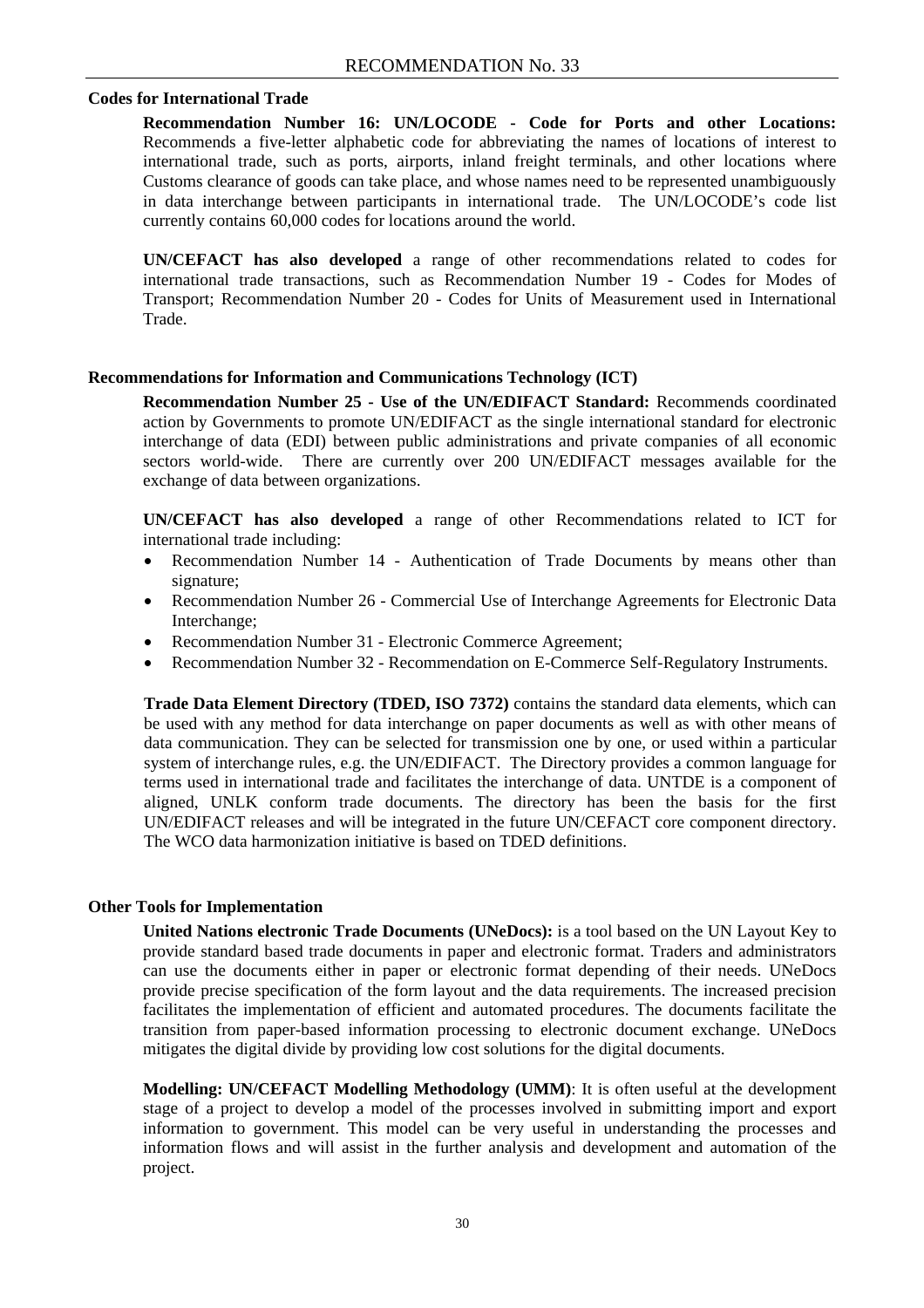### Codes for International Trade

**Recommendation Number 16: UN/LOCODE - Code for Ports and other Locations:** Recommends a five-letter alphabetic code for abbreviating the names of locations of interest to international trade, such as ports, airports, inland freight terminals, and other locations where Customs clearance of goods can take place, and whose names need to be represented unambiguously in data interchange between participants in international trade. The UN/LOCODE's code list currently contains 60,000 codes for locations around the world.

**UN/CEFACT has also developed** a range of other recommendations related to codes for international trade transactions, such as Recommendation Number 19 - Codes for Modes of Transport; Recommendation Number 20 - Codes for Units of Measurement used in International Trade.

### Recommendations for Information and Communications Technology (ICT)

**Recommendation Number 25 - Use of the UN/EDIFACT Standard:** Recommends coordinated action by Governments to promote UN/EDIFACT as the single international standard for electronic interchange of data (EDI) between public administrations and private companies of all economic sectors world-wide. There are currently over 200 UN/EDIFACT messages available for the exchange of data between organizations.

**UN/CEFACT has also developed** a range of other Recommendations related to ICT for international trade including:

- Recommendation Number 14 - Authentication of Trade Documents by means other than signature;
- Recommendation Number 26 - Commercial Use of Interchange Agreements for Electronic Data Interchange;
- Recommendation Number 31 - Electronic Commerce Agreement;
- Recommendation Number 32 - Recommendation on E-Commerce Self-Regulatory Instruments.

**Trade Data Element Directory (TDED, ISO 7372)** contains the standard data elements, which can be used with any method for data interchange on paper documents as well as with other means of data communication. They can be selected for transmission one by one, or used within a particular system of interchange rules, e.g. the UN/EDIFACT. The Directory provides a common language for terms used in international trade and facilitates the interchange of data. UNTDE is a component of aligned, UNLK conform trade documents. The directory has been the basis for the first UN/EDIFACT releases and will be integrated in the future UN/CEFACT core component directory. The WCO data harmonization initiative is based on TDED definitions.

### Other Tools for Implementation

**United Nations electronic Trade Documents (UNeDocs):** is a tool based on the UN Layout Key to provide standard based trade documents in paper and electronic format. Traders and administrators can use the documents either in paper or electronic format depending of their needs. UNeDocs provide precise specification of the form layout and the data requirements. The increased precision facilitates the implementation of efficient and automated procedures. The documents facilitate the transition from paper-based information processing to electronic document exchange. UNeDocs mitigates the digital divide by providing low cost solutions for the digital documents.

**Modelling: UN/CEFACT Modelling Methodology (UMM)**: It is often useful at the development stage of a project to develop a model of the processes involved in submitting import and export information to government. This model can be very useful in understanding the processes and information flows and will assist in the further analysis and development and automation of the project.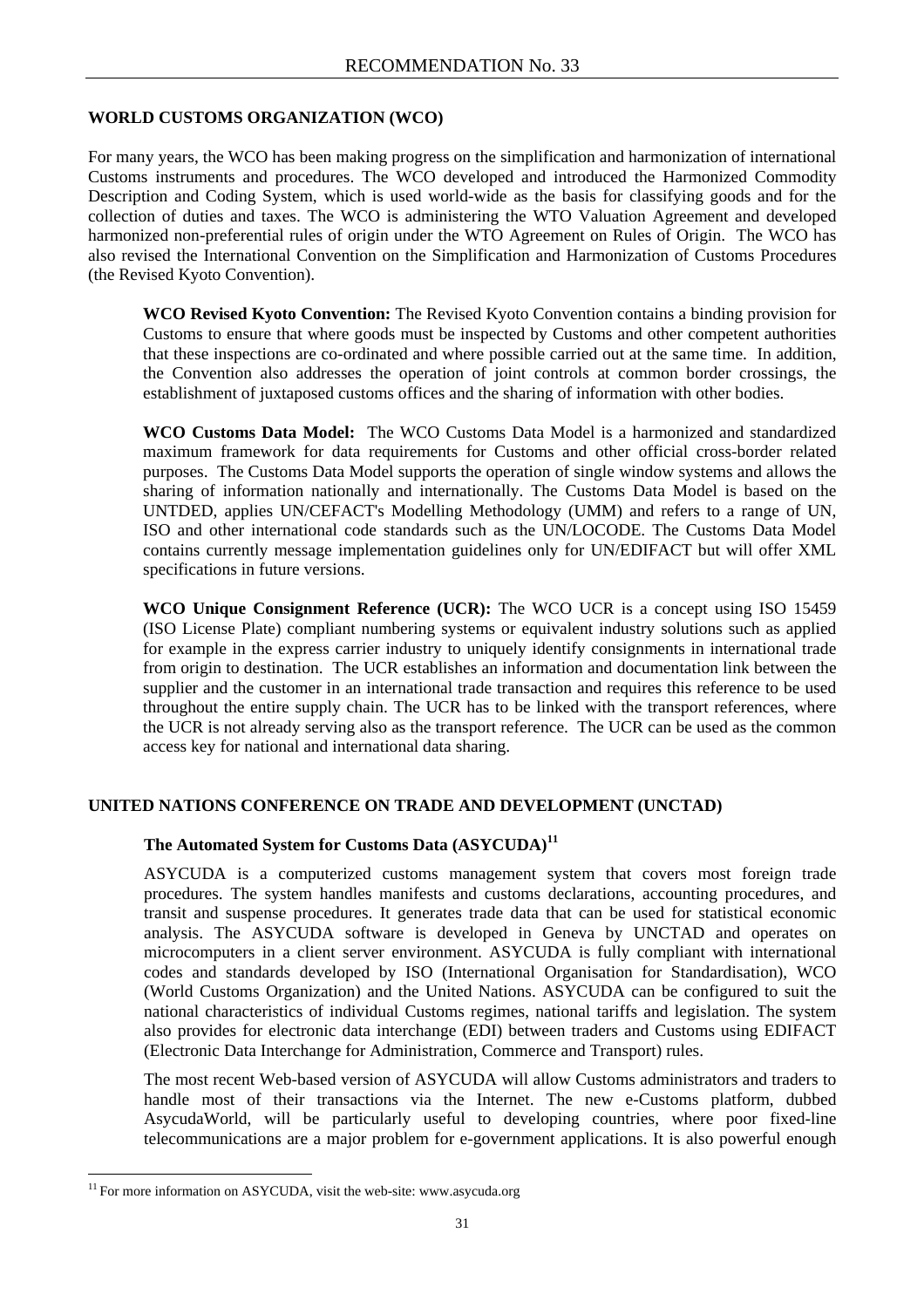## WORLD CUSTOMS ORGANIZATION (WCO)

For many years, the WCO has been making progress on the simplification and harmonization of international Customs instruments and procedures. The WCO developed and introduced the Harmonized Commodity Description and Coding System, which is used world-wide as the basis for classifying goods and for the collection of duties and taxes. The WCO is administering the WTO Valuation Agreement and developed harmonized non-preferential rules of origin under the WTO Agreement on Rules of Origin. The WCO has also revised the International Convention on the Simplification and Harmonization of Customs Procedures (the Revised Kyoto Convention).

**WCO Revised Kyoto Convention:** The Revised Kyoto Convention contains a binding provision for Customs to ensure that where goods must be inspected by Customs and other competent authorities that these inspections are co-ordinated and where possible carried out at the same time. In addition, the Convention also addresses the operation of joint controls at common border crossings, the establishment of juxtaposed customs offices and the sharing of information with other bodies.

**WCO Customs Data Model:** The WCO Customs Data Model is a harmonized and standardized maximum framework for data requirements for Customs and other official cross-border related purposes. The Customs Data Model supports the operation of single window systems and allows the sharing of information nationally and internationally. The Customs Data Model is based on the UNTDED, applies UN/CEFACT's Modelling Methodology (UMM) and refers to a range of UN, ISO and other international code standards such as the UN/LOCODE. The Customs Data Model contains currently message implementation guidelines only for UN/EDIFACT but will offer XML specifications in future versions.

**WCO Unique Consignment Reference (UCR):** The WCO UCR is a concept using ISO 15459 (ISO License Plate) compliant numbering systems or equivalent industry solutions such as applied for example in the express carrier industry to uniquely identify consignments in international trade from origin to destination. The UCR establishes an information and documentation link between the supplier and the customer in an international trade transaction and requires this reference to be used throughout the entire supply chain. The UCR has to be linked with the transport references, where the UCR is not already serving also as the transport reference. The UCR can be used as the common access key for national and international data sharing.

## UNITED NATIONS CONFERENCE ON TRADE AND DEVELOPMENT (UNCTAD)

### The Automated System for Customs Data (ASYCUDA)[11]

ASYCUDA is a computerized customs management system that covers most foreign trade procedures. The system handles manifests and customs declarations, accounting procedures, and transit and suspense procedures. It generates trade data that can be used for statistical economic analysis. The ASYCUDA software is developed in Geneva by UNCTAD and operates on microcomputers in a client server environment. ASYCUDA is fully compliant with international codes and standards developed by ISO (International Organisation for Standardisation), WCO (World Customs Organization) and the United Nations. ASYCUDA can be configured to suit the national characteristics of individual Customs regimes, national tariffs and legislation. The system also provides for electronic data interchange (EDI) between traders and Customs using EDIFACT (Electronic Data Interchange for Administration, Commerce and Transport) rules.

The most recent Web-based version of ASYCUDA will allow Customs administrators and traders to handle most of their transactions via the Internet. The new e-Customs platform, dubbed AsycudaWorld, will be particularly useful to developing countries, where poor fixed-line telecommunications are a major problem for e-government applications. It is also powerful enough

[11] For more information on ASYCUDA, visit the web-site: www.asycuda.org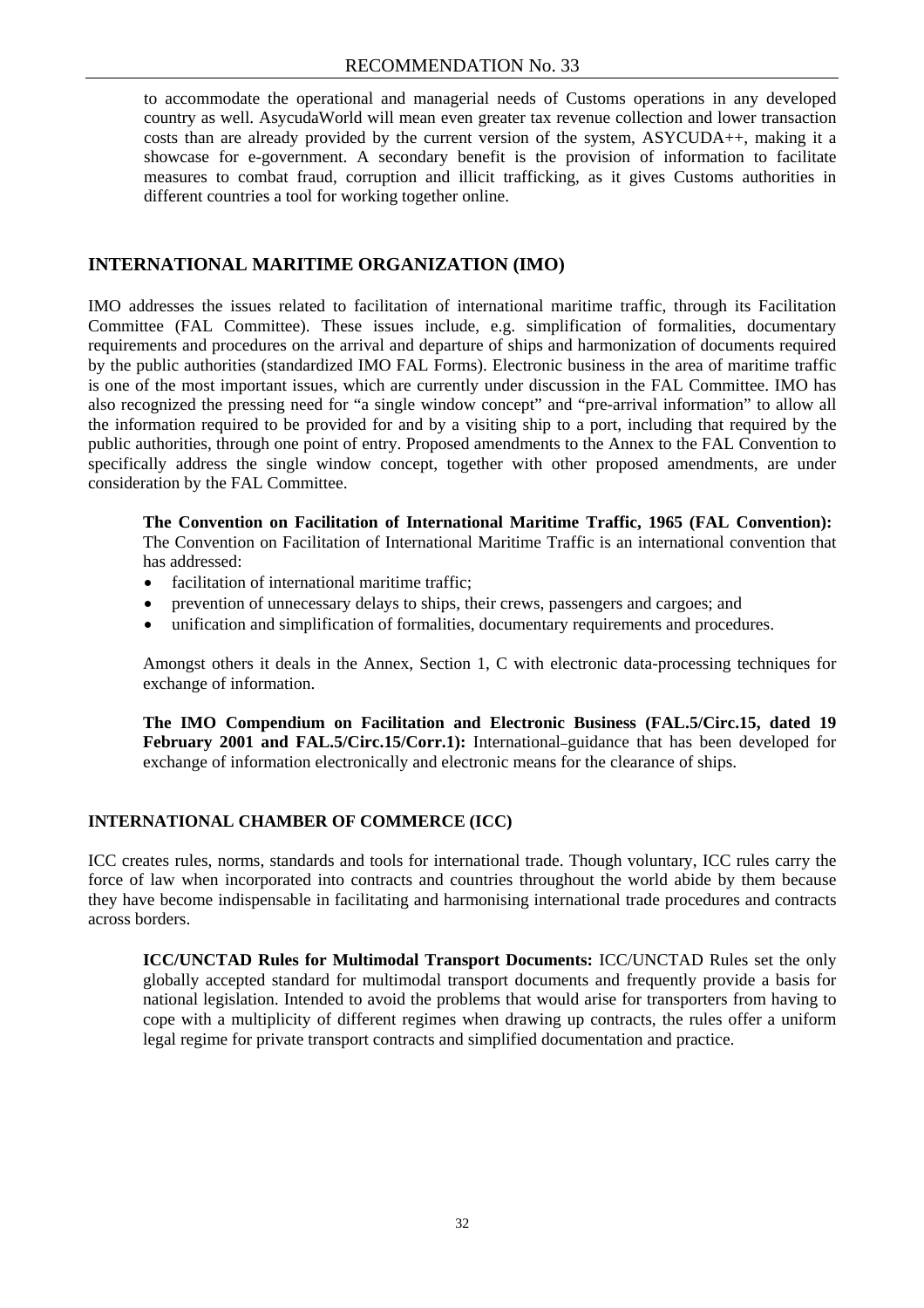to accommodate the operational and managerial needs of Customs operations in any developed country as well. AsycudaWorld will mean even greater tax revenue collection and lower transaction costs than are already provided by the current version of the system, ASYCUDA++, making it a showcase for e-government. A secondary benefit is the provision of information to facilitate measures to combat fraud, corruption and illicit trafficking, as it gives Customs authorities in different countries a tool for working together online.

## INTERNATIONAL MARITIME ORGANIZATION (IMO)

IMO addresses the issues related to facilitation of international maritime traffic, through its Facilitation Committee (FAL Committee). These issues include, e.g. simplification of formalities, documentary requirements and procedures on the arrival and departure of ships and harmonization of documents required by the public authorities (standardized IMO FAL Forms). Electronic business in the area of maritime traffic is one of the most important issues, which are currently under discussion in the FAL Committee. IMO has also recognized the pressing need for "a single window concept" and "pre-arrival information" to allow all the information required to be provided for and by a visiting ship to a port, including that required by the public authorities, through one point of entry. Proposed amendments to the Annex to the FAL Convention to specifically address the single window concept, together with other proposed amendments, are under consideration by the FAL Committee.

**The Convention on Facilitation of International Maritime Traffic, 1965 (FAL Convention):** The Convention on Facilitation of International Maritime Traffic is an international convention that has addressed:

- facilitation of international maritime traffic;
- prevention of unnecessary delays to ships, their crews, passengers and cargoes; and
- unification and simplification of formalities, documentary requirements and procedures.

Amongst others it deals in the Annex, Section 1, C with electronic data-processing techniques for exchange of information.

**The IMO Compendium on Facilitation and Electronic Business (FAL.5/Circ.15, dated 19 February 2001 and FAL.5/Circ.15/Corr.1):** International guidance that has been developed for exchange of information electronically and electronic means for the clearance of ships.

## INTERNATIONAL CHAMBER OF COMMERCE (ICC)

ICC creates rules, norms, standards and tools for international trade. Though voluntary, ICC rules carry the force of law when incorporated into contracts and countries throughout the world abide by them because they have become indispensable in facilitating and harmonising international trade procedures and contracts across borders.

**ICC/UNCTAD Rules for Multimodal Transport Documents:** ICC/UNCTAD Rules set the only globally accepted standard for multimodal transport documents and frequently provide a basis for national legislation. Intended to avoid the problems that would arise for transporters from having to cope with a multiplicity of different regimes when drawing up contracts, the rules offer a uniform legal regime for private transport contracts and simplified documentation and practice.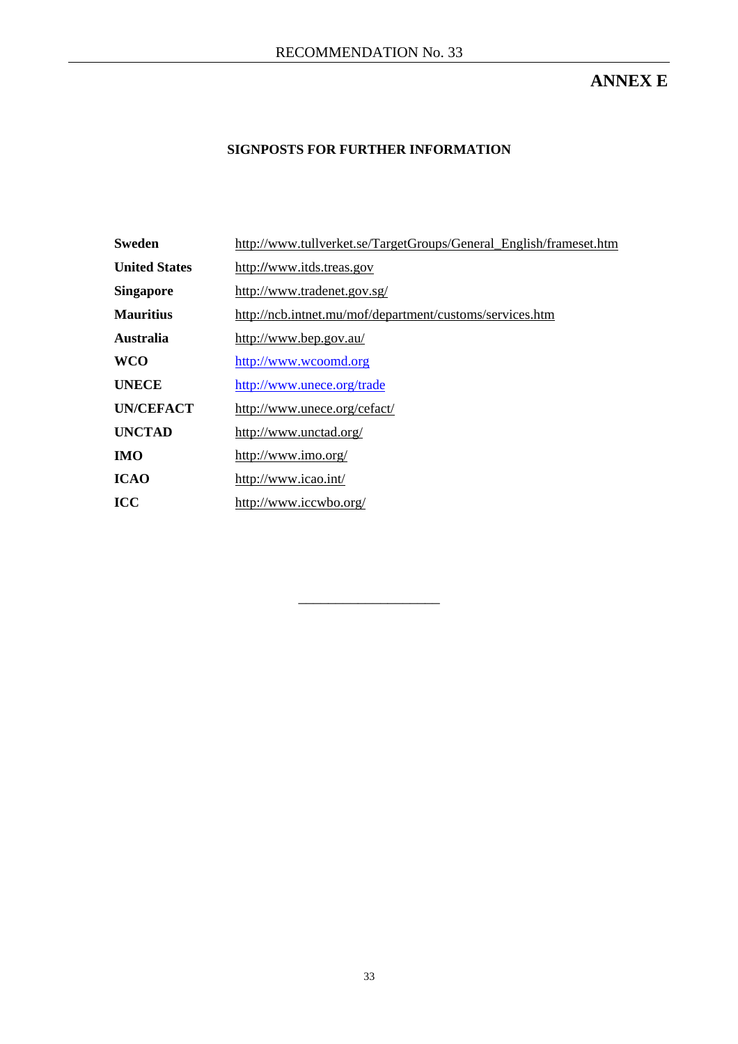# ANNEX E

## SIGNPOSTS FOR FURTHER INFORMATION

| | |
|---|---|
| **Sweden** | http://www.tullverket.se/TargetGroups/General_English/frameset.htm |
| **United States** | http://www.itds.treas.gov |
| **Singapore** | http://www.tradenet.gov.sg/ |
| **Mauritius** | http://ncb.intnet.mu/mof/department/customs/services.htm |
| **Australia** | http://www.bep.gov.au/ |
| **WCO** | http://www.wcoomd.org |
| **UNECE** | http://www.unece.org/trade |
| **UN/CEFACT** | http://www.unece.org/cefact/ |
| **UNCTAD** | http://www.unctad.org/ |
| **IMO** | http://www.imo.org/ |
| **ICAO** | http://www.icao.int/ |
| **ICC** | http://www.iccwbo.org/ |

____________________